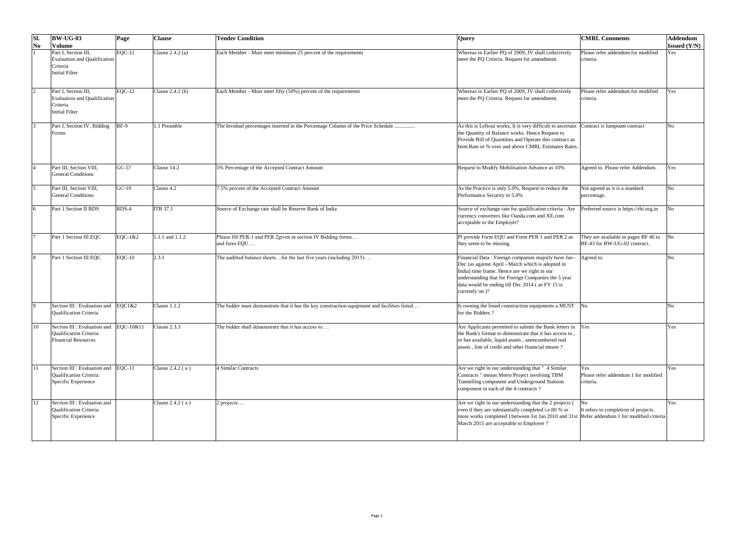| Sl. No | BW-UG-03 Volume | Page | Clause | Tender Condition | Query | CMRL Comments | Addendum Issued (Y/N) |
|---|---|---|---|---|---|---|---|
| 1 | Part I, Section III, Evaluation and Qualification Criteria Initial Filter | EQC-12 | Clause 2.4.2 (a) | Each Member - Must meet minimum 25 percent of the requirements | Whereas in Earlier PQ of 2009, JV shall collectively meet the PQ Criteria. Request for amendment. | Please refer addendum for modified criteria. | Yes |
| 2 | Part I, Section III, Evaluation and Qualification Criteria Initial Filter | EQC-12 | Clause 2.4.2 (b) | Each Member - Must meet fifty (50%) percent of the requirements | Whereas in Earlier PQ of 2009, JV shall collectively meet the PQ Criteria. Request for amendment. | Please refer addendum for modified criteria. | Yes |
| 3 | Part I, Section IV, Bidding Forms | BF-9 | 1.1 Preamble | The Invidual percentages inserted in the Percentage Column of the Price Schedule ............... | As this is Leftout works, It is very difficult to ascertain the Quantity of Balance works. Hence Request to Provide Bill of Quantities and Operate this contract as Item Rate or % over and above CMRL Estimates Rates. | Contract is lumpsum contract | No |
| 4 | Part III, Section VIII, General Conditions | GC-57 | Clause 14.2 | 5% Percentage of the Accepted Contract Amount | Request to Modify Mobilisation Advance as 10% | Agreed to. Please refer Addendum. | Yes |
| 5 | Part III, Section VIII, General Conditions | GC-19 | Clause 4.2 | 7.5% percent of the Accepted Contract Amount | As the Practice is only 5.0%, Request to reduce the Performance Security to 5.0% | Not agreed as it is a standard percentage. | No |
| 6 | Part 1 Section II BDS | BDS-4 | ITB 37.1 | Source of Exchange rate shall be Reserve Bank of India | Source of exchange rate for qualification criteria : Are currency converters like Oanda.com and XE.com acceptable to the Employer? | Preferred source is https://rbi.org.in | No |
| 7 | Part 1 Section III EQC | EQC-1&2 | 1.1.1 and 1.1.2 | Please fill PER-1 and PER 2given in section IV Bidding forms…. and form EQU…. | Pl provide Form EQU and Form PER 1 and PER 2 as they seem to be missing. | They are available in pages BF 40 to BF-43 for BW-UG-02 contract. | No |
| 8 | Part 1 Section III EQC | EQC-10 | 2.3.1 | The auditted balance sheets…for the last five years (including 2015)…. | Financial Data : Foreign companies majorly have Jan - Dec (as against April - March which is adopted in India) time frame. Hence are we right in our understanding that for Foreign Companies the 5 year data would be ending till Dec 2014 ( as FY 15 is currently on )? | Agreed to. | No |
| 9 | Section III : Evaluation and Qualification Criteria | EQC1&2 | Clause 1.1.2 | The bidder must demonstrate that it has the key construction equipment and facilities listed…. | Is owning the listed construction equipments a MUST for the Bidders ? | No | No |
| 10 | Section III : Evaluation and Qualification Criteria: Financial Resources | EQC-10&11 | Clause 2.3.3 | The bidder shall demonstrate that it has access to…. | Are Applicants permitted to submit the Bank letters in the Bank's format to demonstrate that it has access to , or has available, liquid assets , unencumbered real assets , line of credit and other financial means ? | Yes | Yes |
| 11 | Section III : Evaluation and Qualification Criteria: Specific Experience | EQC-11 | Clause 2.4.2 ( a ) | 4 Similar Contracts | Are we right in our understanding that " 4 Similar Contracts " means Metro Project involving TBM Tunnelling component and Underground Stations component in each of the 4 contracts ? | Yes Please refer addendum 1 for modified criteria. | Yes |
| 12 | Section III : Evaluation and Qualification Criteria: Specific Experience | | Clause 2.4.2 ( a ) | 2 projects…. | Are we right in our understanding that the 2 projects ( even if they are substantially completed i.e 80 % or more works completed ) between 1st Jan 2010 and 31st March 2015 are acceptable to Employer ? | No It refers to completion of projects. Refer addendum 1 for modified criteria | Yes |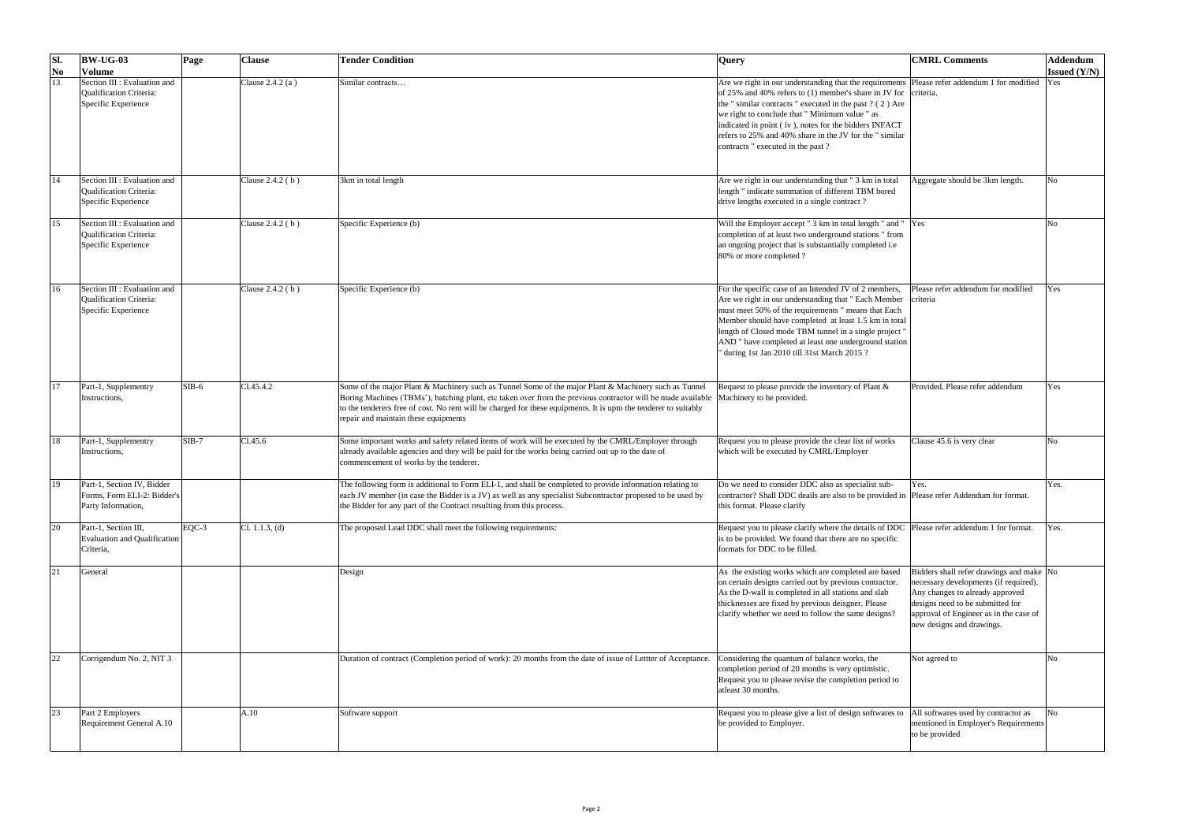| Sl. No | BW-UG-03 Volume | Page | Clause | Tender Condition | Query | CMRL Comments | Addendum Issued (Y/N) |
|---|---|---|---|---|---|---|---|
| 13 | Section III : Evaluation and Qualification Criteria: Specific Experience | | Clause 2.4.2 (a ) | Similar contracts… | Are we right in our understanding that the requirements of 25% and 40% refers to (1) member's share in JV for the " similar contracts " executed in the past ? ( 2 ) Are we right to conclude that " Minimum value " as indicated in point ( iv ), notes for the bidders INFACT refers to 25% and 40% share in the JV for the " similar contracts " executed in the past ? | Please refer addendum 1 for modified criteria. | Yes |
| 14 | Section III : Evaluation and Qualification Criteria: Specific Experience | | Clause 2.4.2 ( b ) | 3km in total length | Are we right in our understanding that " 3 km in total length " indicate summation of different TBM bored drive lengths executed in a single contract ? | Aggregate should be 3km length. | No |
| 15 | Section III : Evaluation and Qualification Criteria: Specific Experience | | Clause 2.4.2 ( b ) | Specific Experience (b) | Will the Employer accept " 3 km in total length " and " completion of at least two underground stations " from an ongoing project that is substantially completed i.e 80% or more completed ? | Yes | No |
| 16 | Section III : Evaluation and Qualification Criteria: Specific Experience | | Clause 2.4.2 ( b ) | Specific Experience (b) | For the specific case of an Intended JV of 2 members, Are we right in our understanding that " Each Member must meet 50% of the requirements " means that Each Member should have completed at least 1.5 km in total length of Closed mode TBM tunnel in a single project " AND " have completed at least one underground station " during 1st Jan 2010 till 31st March 2015 ? | Please refer addendum for modified criteria | Yes |
| 17 | Part-1, Supplementry Instructions, | SIB-6 | Cl.45.4.2 | Some of the major Plant & Machinery such as Tunnel Some of the major Plant & Machinery such as Tunnel Boring Machines (TBMs'), batching plant, etc taken over from the previous contractor will be made available to the tenderers free of cost. No rent will be charged for these equipments. It is upto the tenderer to suitably repair and maintain these equipments | Request to please provide the inventory of Plant & Machinery to be provided. | Provided. Please refer addendum | Yes |
| 18 | Part-1, Supplementry Instructions, | SIB-7 | Cl.45.6 | Some important works and safety related items of work will be executed by the CMRL/Employer through already available agencies and they will be paid for the works being carried out up to the date of commencement of works by the tenderer. | Request you to please provide the clear list of works which will be executed by CMRL/Employer | Clause 45.6 is very clear | No |
| 19 | Part-1, Section IV, Bidder Forms, Form ELI-2: Bidder's Party Information, | | | The following form is additional to Form ELI-1, and shall be completed to provide information relating to each JV member (in case the Bidder is a JV) as well as any specialist Subcontractor proposed to be used by the Bidder for any part of the Contract resulting from this process. | Do we need to consider DDC also as specialist sub-contractor? Shall DDC deails are also to be provided in this format. Please clarify | Yes. Please refer Addendum for format. | Yes. |
| 20 | Part-1, Section III, Evaluation and Qualification Criteria, | EQC-3 | Cl. 1.1.3, (d) | The proposed Lead DDC shall meet the following requirements: | Request you to please clarify where the details of DDC is to be provided. We found that there are no specific formats for DDC to be filled. | Please refer addendum 1 for format. | Yes. |
| 21 | General | | | Design | As the existing works which are completed are based on certain designs carried out by previous contractor. As the D-wall is completed in all stations and slab thicknesses are fixed by previous deisgner. Please clarify whether we need to follow the same designs? | Bidders shall refer drawings and make necessary developments (if required). Any changes to already approved designs need to be submitted for approval of Engineer as in the case of new designs and drawings. | No |
| 22 | Corrigendum No. 2, NIT 3 | | | Duration of contract (Completion period of work): 20 months from the date of issue of Lettter of Acceptance. | Considering the quantum of balance works, the completion period of 20 months is very optimistic. Request you to please revise the completion period to atleast 30 months. | Not agreed to | No |
| 23 | Part 2 Employers Requirement General A.10 | | A.10 | Software support | Request you to please give a list of design softwares to be provided to Employer. | All softwares used by contractor as mentioned in Employer's Requirements to be provided | No |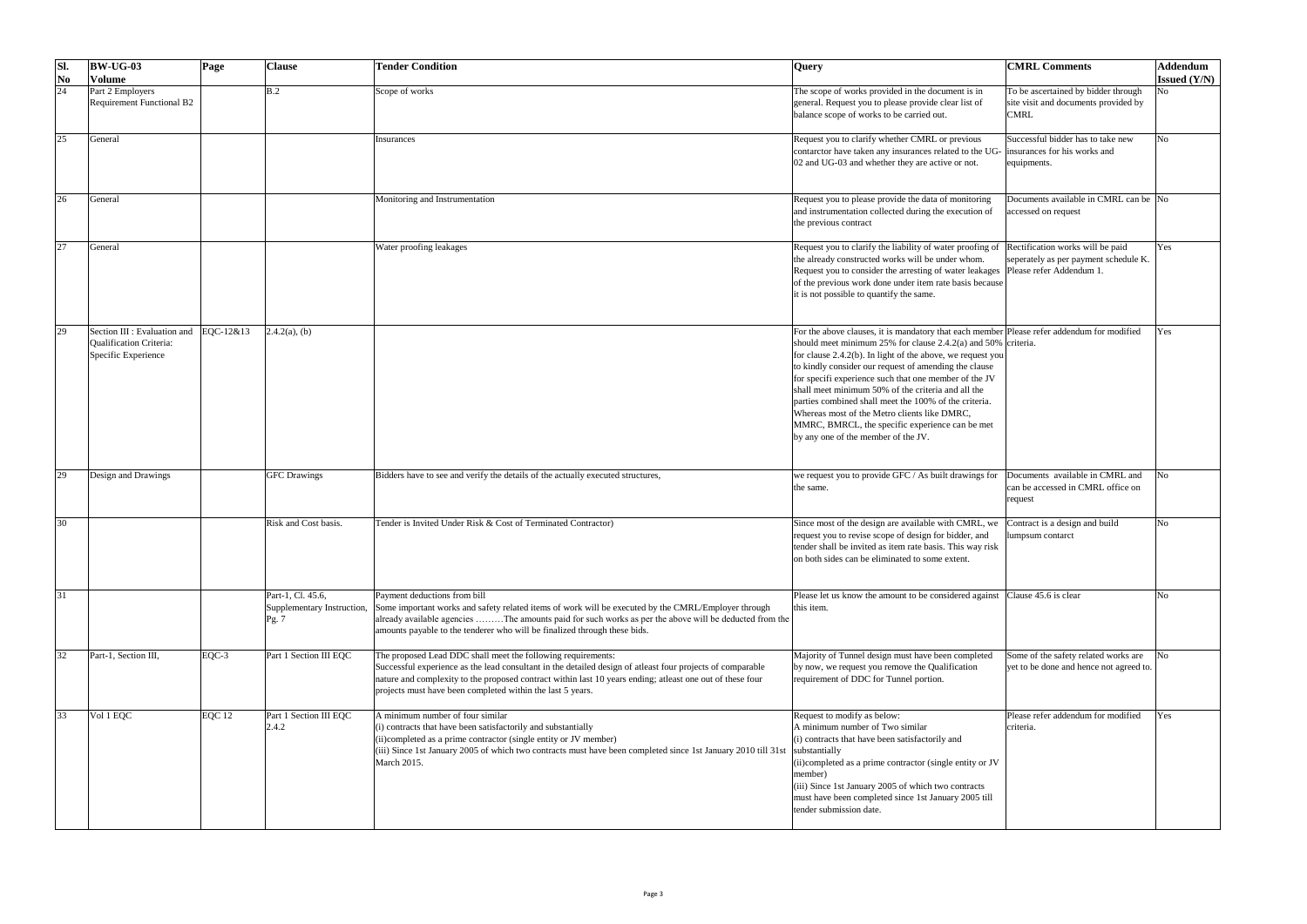| Sl. No | BW-UG-03 Volume | Page | Clause | Tender Condition | Query | CMRL Comments | Addendum Issued (Y/N) |
|---|---|---|---|---|---|---|---|
| 24 | Part 2 Employers Requirement Functional B2 | | B.2 | Scope of works | The scope of works provided in the document is in general. Request you to please provide clear list of balance scope of works to be carried out. | To be ascertained by bidder through site visit and documents provided by CMRL | No |
| 25 | General | | | Insurances | Request you to clarify whether CMRL or previous contarctor have taken any insurances related to the UG-02 and UG-03 and whether they are active or not. | Successful bidder has to take new insurances for his works and equipments. | No |
| 26 | General | | | Monitoring and Instrumentation | Request you to please provide the data of monitoring and instrumentation collected during the execution of the previous contract | Documents available in CMRL can be accessed on request | No |
| 27 | General | | | Water proofing leakages | Request you to clarify the liability of water proofing of the already constructed works will be under whom. Request you to consider the arresting of water leakages of the previous work done under item rate basis because it is not possible to quantify the same. | Rectification works will be paid seperately as per payment schedule K. Please refer Addendum 1. | Yes |
| 29 | Section III : Evaluation and Qualification Criteria: Specific Experience | EQC-12&13 | 2.4.2(a), (b) | | For the above clauses, it is mandatory that each member should meet minimum 25% for clause 2.4.2(a) and 50% for clause 2.4.2(b). In light of the above, we request you to kindly consider our request of amending the clause for specifi experience such that one member of the JV shall meet minimum 50% of the criteria and all the parties combined shall meet the 100% of the criteria. Whereas most of the Metro clients like DMRC, MMRC, BMRCL, the specific experience can be met by any one of the member of the JV. | Please refer addendum for modified criteria. | Yes |
| 29 | Design and Drawings | | GFC Drawings | Bidders have to see and verify the details of the actually executed structures, | we request you to provide GFC / As built drawings for the same. | Documents available in CMRL and can be accessed in CMRL office on request | No |
| 30 | | | Risk and Cost basis. | Tender is Invited Under Risk & Cost of Terminated Contractor) | Since most of the design are available with CMRL, we request you to revise scope of design for bidder, and tender shall be invited as item rate basis. This way risk on both sides can be eliminated to some extent. | Contract is a design and build lumpsum contarct | No |
| 31 | | | Part-1, Cl. 45.6, Supplementary Instruction, Pg. 7 | Payment deductions from bill<br>Some important works and safety related items of work will be executed by the CMRL/Employer through already available agencies .........The amounts paid for such works as per the above will be deducted from the amounts payable to the tenderer who will be finalized through these bids. | Please let us know the amount to be considered against this item. | Clause 45.6 is clear | No |
| 32 | Part-1, Section III, | EQC-3 | Part 1 Section III EQC | The proposed Lead DDC shall meet the following requirements:<br>Successful experience as the lead consultant in the detailed design of atleast four projects of comparable nature and complexity to the proposed contract within last 10 years ending; atleast one out of these four projects must have been completed within the last 5 years. | Majority of Tunnel design must have been completed by now, we request you remove the Qualification requirement of DDC for Tunnel portion. | Some of the safety related works are yet to be done and hence not agreed to. | No |
| 33 | Vol 1 EQC | EQC 12 | Part 1 Section III EQC 2.4.2 | A minimum number of four similar<br>(i) contracts that have been satisfactorily and substantially<br>(ii)completed as a prime contractor (single entity or JV member)<br>(iii) Since 1st January 2005 of which two contracts must have been completed since 1st January 2010 till 31st March 2015. | Request to modify as below:<br>A minimum number of Two similar<br>(i) contracts that have been satisfactorily and substantially<br>(ii)completed as a prime contractor (single entity or JV member)<br>(iii) Since 1st January 2005 of which two contracts must have been completed since 1st January 2005 till tender submission date. | Please refer addendum for modified criteria. | Yes |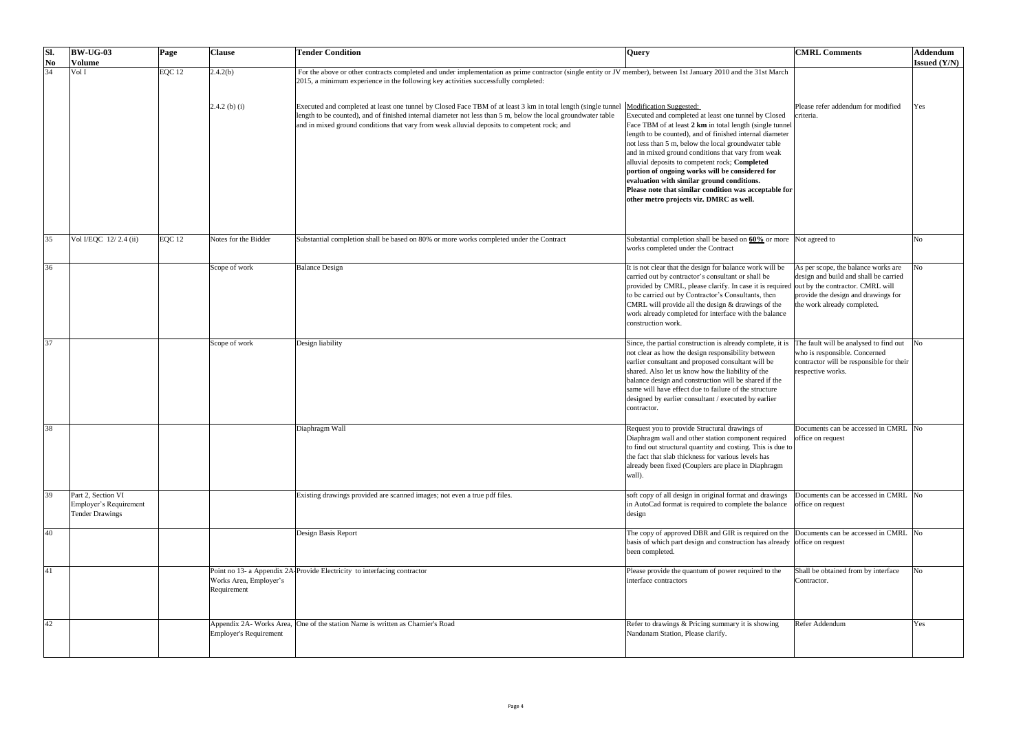| Sl. No | BW-UG-03 Volume | Page | Clause | Tender Condition | Query | CMRL Comments | Addendum Issued (Y/N) |
|---|---|---|---|---|---|---|---|
| 34 | Vol I | EQC 12 | 2.4.2(b) | For the above or other contracts completed and under implementation as prime contractor (single entity or JV member), between 1st January 2010 and the 31st March 2015, a minimum experience in the following key activities successfully completed: | | | |
| | | | 2.4.2 (b) (i) | Executed and completed at least one tunnel by Closed Face TBM of at least 3 km in total length (single tunnel length to be counted), and of finished internal diameter not less than 5 m, below the local groundwater table and in mixed ground conditions that vary from weak alluvial deposits to competent rock; and | Modification Suggested: Executed and completed at least one tunnel by Closed Face TBM of at least **2 km** in total length (single tunnel length to be counted), and of finished internal diameter not less than 5 m, below the local groundwater table and in mixed ground conditions that vary from weak alluvial deposits to competent rock; **Completed portion of ongoing works will be considered for evaluation with similar ground conditions. Please note that similar condition was acceptable for other metro projects viz. DMRC as well.** | Please refer addendum for modified criteria. | Yes |
| 35 | Vol I/EQC 12/ 2.4 (ii) | EQC 12 | Notes for the Bidder | Substantial completion shall be based on 80% or more works completed under the Contract | Substantial completion shall be based on **60%** or more works completed under the Contract | Not agreed to | No |
| 36 | | | Scope of work | Balance Design | It is not clear that the design for balance work will be carried out by contractor's consultant or shall be provided by CMRL, please clarify. In case it is required to be carried out by Contractor's Consultants, then CMRL will provide all the design & drawings of the work already completed for interface with the balance construction work. | As per scope, the balance works are design and build and shall be carried out by the contractor. CMRL will provide the design and drawings for the work already completed. | No |
| 37 | | | Scope of work | Design liability | Since, the partial construction is already complete, it is not clear as how the design responsibility between earlier consultant and proposed consultant will be shared. Also let us know how the liability of the balance design and construction will be shared if the same will have effect due to failure of the structure designed by earlier consultant / executed by earlier contractor. | The fault will be analysed to find out who is responsible. Concerned contractor will be responsible for their respective works. | No |
| 38 | | | | Diaphragm Wall | Request you to provide Structural drawings of Diaphragm wall and other station component required to find out structural quantity and costing. This is due to the fact that slab thickness for various levels has already been fixed (Couplers are place in Diaphragm wall). | Documents can be accessed in CMRL office on request | No |
| 39 | Part 2, Section VI Employer's Requirement Tender Drawings | | | Existing drawings provided are scanned images; not even a true pdf files. | soft copy of all design in original format and drawings in AutoCad format is required to complete the balance design | Documents can be accessed in CMRL office on request | No |
| 40 | | | | Design Basis Report | The copy of approved DBR and GIR is required on the basis of which part design and construction has already been completed. | Documents can be accessed in CMRL office on request | No |
| 41 | | | Point no 13- a Appendix 2A-Works Area, Employer's Requirement | Provide Electricity to interfacing contractor | Please provide the quantum of power required to the interface contractors | Shall be obtained from by interface Contractor. | No |
| 42 | | | Appendix 2A- Works Area, Employer's Requirement | One of the station Name is written as Chamier's Road | Refer to drawings & Pricing summary it is showing Nandanam Station, Please clarify. | Refer Addendum | Yes |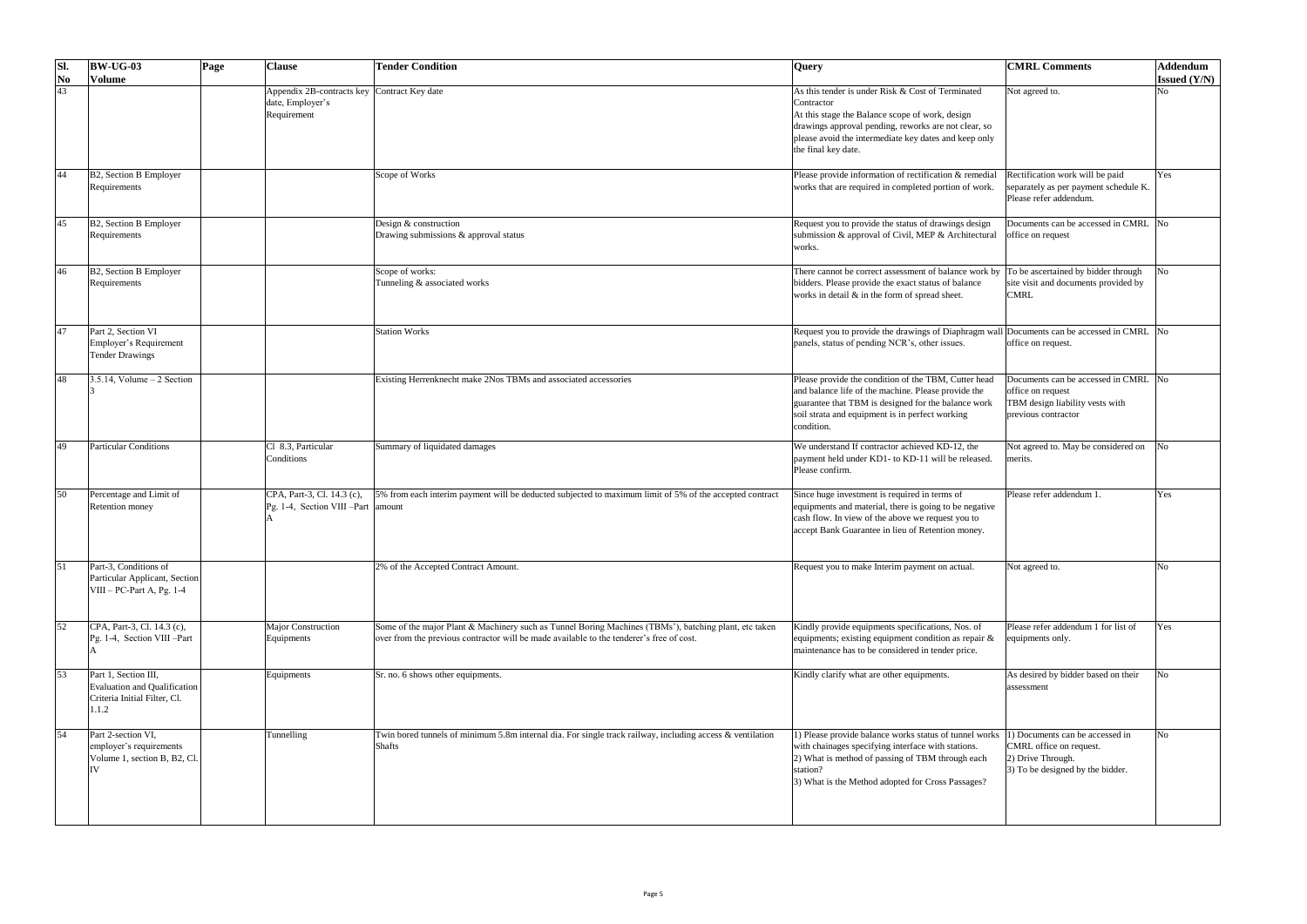| Sl. No | BW-UG-03 Volume | Page | Clause | Tender Condition | Query | CMRL Comments | Addendum Issued (Y/N) |
|---|---|---|---|---|---|---|---|
| 43 | | | Appendix 2B-contracts key date, Employer's Requirement | Contract Key date | As this tender is under Risk & Cost of Terminated Contractor<br>At this stage the Balance scope of work, design drawings approval pending, reworks are not clear, so please avoid the intermediate key dates and keep only the final key date. | Not agreed to. | No |
| 44 | B2, Section B Employer Requirements | | | Scope of Works | Please provide information of rectification & remedial works that are required in completed portion of work. | Rectification work will be paid separately as per payment schedule K. Please refer addendum. | Yes |
| 45 | B2, Section B Employer Requirements | | | Design & construction<br>Drawing submissions & approval status | Request you to provide the status of drawings design submission & approval of Civil, MEP & Architectural works. | Documents can be accessed in CMRL office on request | No |
| 46 | B2, Section B Employer Requirements | | | Scope of works:<br>Tunneling & associated works | There cannot be correct assessment of balance work by bidders. Please provide the exact status of balance works in detail & in the form of spread sheet. | To be ascertained by bidder through site visit and documents provided by CMRL | No |
| 47 | Part 2, Section VI Employer's Requirement Tender Drawings | | | Station Works | Request you to provide the drawings of Diaphragm wall panels, status of pending NCR's, other issues. | Documents can be accessed in CMRL office on request. | No |
| 48 | 3.5.14, Volume – 2 Section 3 | | | Existing Herrenknecht make 2Nos TBMs and associated accessories | Please provide the condition of the TBM, Cutter head and balance life of the machine. Please provide the guarantee that TBM is designed for the balance work soil strata and equipment is in perfect working condition. | Documents can be accessed in CMRL office on request<br>TBM design liability vests with previous contractor | No |
| 49 | Particular Conditions | | Cl 8.3, Particular Conditions | Summary of liquidated damages | We understand If contractor achieved KD-12, the payment held under KD1- to KD-11 will be released. Please confirm. | Not agreed to. May be considered on merits. | No |
| 50 | Percentage and Limit of Retention money | | CPA, Part-3, Cl. 14.3 (c), Pg. 1-4, Section VIII –Part A | 5% from each interim payment will be deducted subjected to maximum limit of 5% of the accepted contract amount | Since huge investment is required in terms of equipments and material, there is going to be negative cash flow. In view of the above we request you to accept Bank Guarantee in lieu of Retention money. | Please refer addendum 1. | Yes |
| 51 | Part-3, Conditions of Particular Applicant, Section VIII – PC-Part A, Pg. 1-4 | | | 2% of the Accepted Contract Amount. | Request you to make Interim payment on actual. | Not agreed to. | No |
| 52 | CPA, Part-3, Cl. 14.3 (c), Pg. 1-4, Section VIII –Part A | | Major Construction Equipments | Some of the major Plant & Machinery such as Tunnel Boring Machines (TBMs'), batching plant, etc taken over from the previous contractor will be made available to the tenderer's free of cost. | Kindly provide equipments specifications, Nos. of equipments; existing equipment condition as repair & maintenance has to be considered in tender price. | Please refer addendum 1 for list of equipments only. | Yes |
| 53 | Part 1, Section III, Evaluation and Qualification Criteria Initial Filter, Cl. 1.1.2 | | Equipments | Sr. no. 6 shows other equipments. | Kindly clarify what are other equipments. | As desired by bidder based on their assessment | No |
| 54 | Part 2-section VI, employer's requirements Volume 1, section B, B2, Cl. IV | | Tunnelling | Twin bored tunnels of minimum 5.8m internal dia. For single track railway, including access & ventilation Shafts | 1) Please provide balance works status of tunnel works with chainages specifying interface with stations.<br>2) What is method of passing of TBM through each station?<br>3) What is the Method adopted for Cross Passages? | 1) Documents can be accessed in CMRL office on request.<br>2) Drive Through.<br>3) To be designed by the bidder. | No |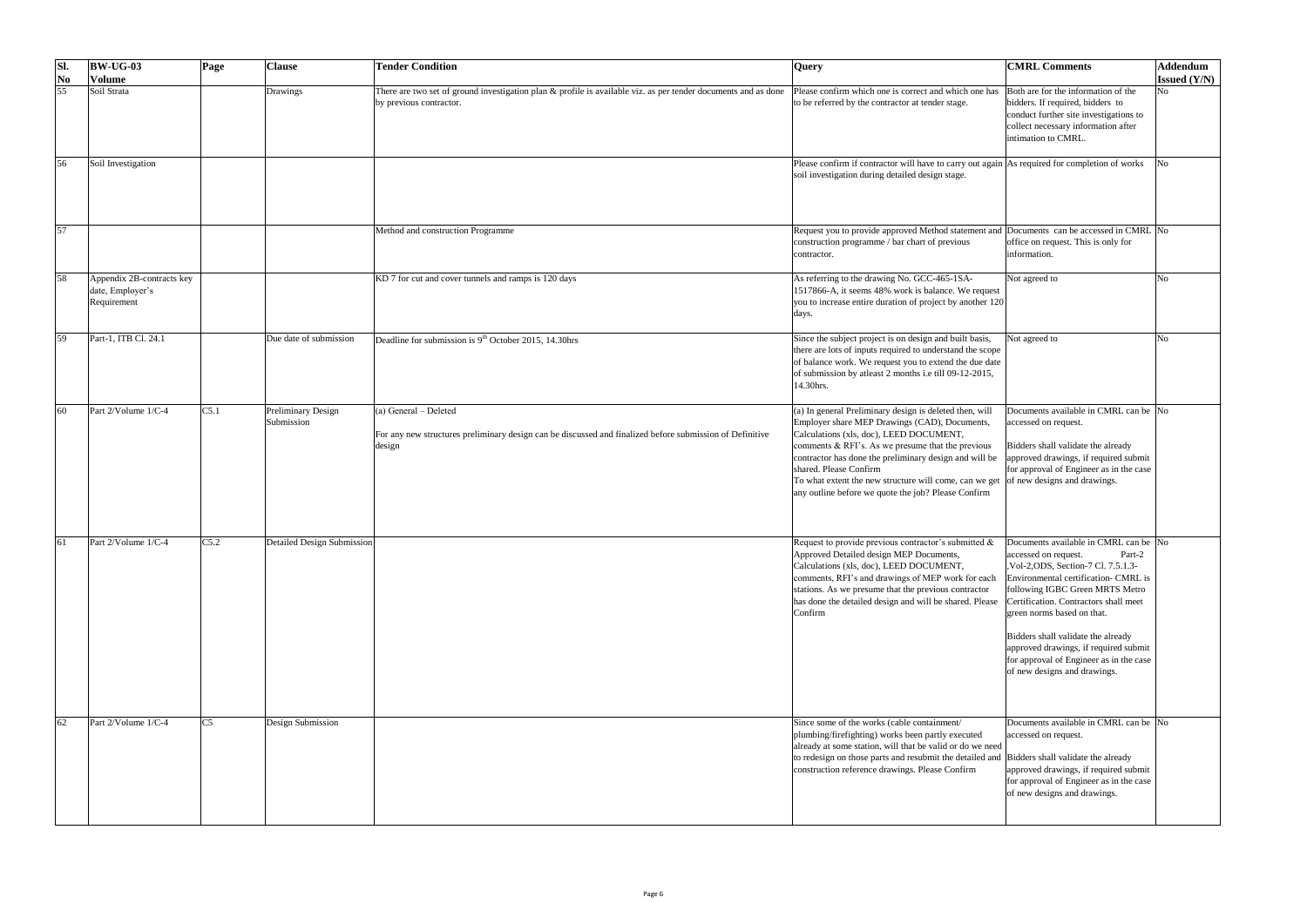| Sl. No | BW-UG-03 Volume | Page | Clause | Tender Condition | Query | CMRL Comments | Addendum Issued (Y/N) |
|---|---|---|---|---|---|---|---|
| 55 | Soil Strata | | Drawings | There are two set of ground investigation plan & profile is available viz. as per tender documents and as done by previous contractor. | Please confirm which one is correct and which one has to be referred by the contractor at tender stage. | Both are for the information of the bidders. If required, bidders to conduct further site investigations to collect necessary information after intimation to CMRL. | No |
| 56 | Soil Investigation | | | | Please confirm if contractor will have to carry out again soil investigation during detailed design stage. | As required for completion of works | No |
| 57 | | | | Method and construction Programme | Request you to provide approved Method statement and construction programme / bar chart of previous contractor. | Documents can be accessed in CMRL office on request. This is only for information. | No |
| 58 | Appendix 2B-contracts key date, Employer's Requirement | | | KD 7 for cut and cover tunnels and ramps is 120 days | As referring to the drawing No. GCC-465-1SA-1517866-A, it seems 48% work is balance. We request you to increase entire duration of project by another 120 days. | Not agreed to | No |
| 59 | Part-1, ITB Cl. 24.1 | | Due date of submission | Deadline for submission is 9th October 2015, 14.30hrs | Since the subject project is on design and built basis, there are lots of inputs required to understand the scope of balance work. We request you to extend the due date of submission by atleast 2 months i.e till 09-12-2015, 14.30hrs. | Not agreed to | No |
| 60 | Part 2/Volume 1/C-4 | C5.1 | Preliminary Design Submission | (a) General – Deleted<br><br>For any new structures preliminary design can be discussed and finalized before submission of Definitive design | (a) In general Preliminary design is deleted then, will Employer share MEP Drawings (CAD), Documents, Calculations (xls, doc), LEED DOCUMENT, comments & RFI's. As we presume that the previous contractor has done the preliminary design and will be shared. Please Confirm<br>To what extent the new structure will come, can we get any outline before we quote the job? Please Confirm | Documents available in CMRL can be accessed on request.<br><br>Bidders shall validate the already approved drawings, if required submit for approval of Engineer as in the case of new designs and drawings. | No |
| 61 | Part 2/Volume 1/C-4 | C5.2 | Detailed Design Submission | | Request to provide previous contractor's submitted & Approved Detailed design MEP Documents, Calculations (xls, doc), LEED DOCUMENT, comments, RFI's and drawings of MEP work for each stations. As we presume that the previous contractor has done the detailed design and will be shared. Please Confirm | Documents available in CMRL can be accessed on request. Part-2 ,Vol-2,ODS, Section-7 Cl. 7.5.1.3- Environmental certification- CMRL is following IGBC Green MRTS Metro Certification. Contractors shall meet green norms based on that.<br><br>Bidders shall validate the already approved drawings, if required submit for approval of Engineer as in the case of new designs and drawings. | No |
| 62 | Part 2/Volume 1/C-4 | C5 | Design Submission | | Since some of the works (cable containment/ plumbing/firefighting) works been partly executed already at some station, will that be valid or do we need to redesign on those parts and resubmit the detailed and construction reference drawings. Please Confirm | Documents available in CMRL can be accessed on request.<br><br>Bidders shall validate the already approved drawings, if required submit for approval of Engineer as in the case of new designs and drawings. | No |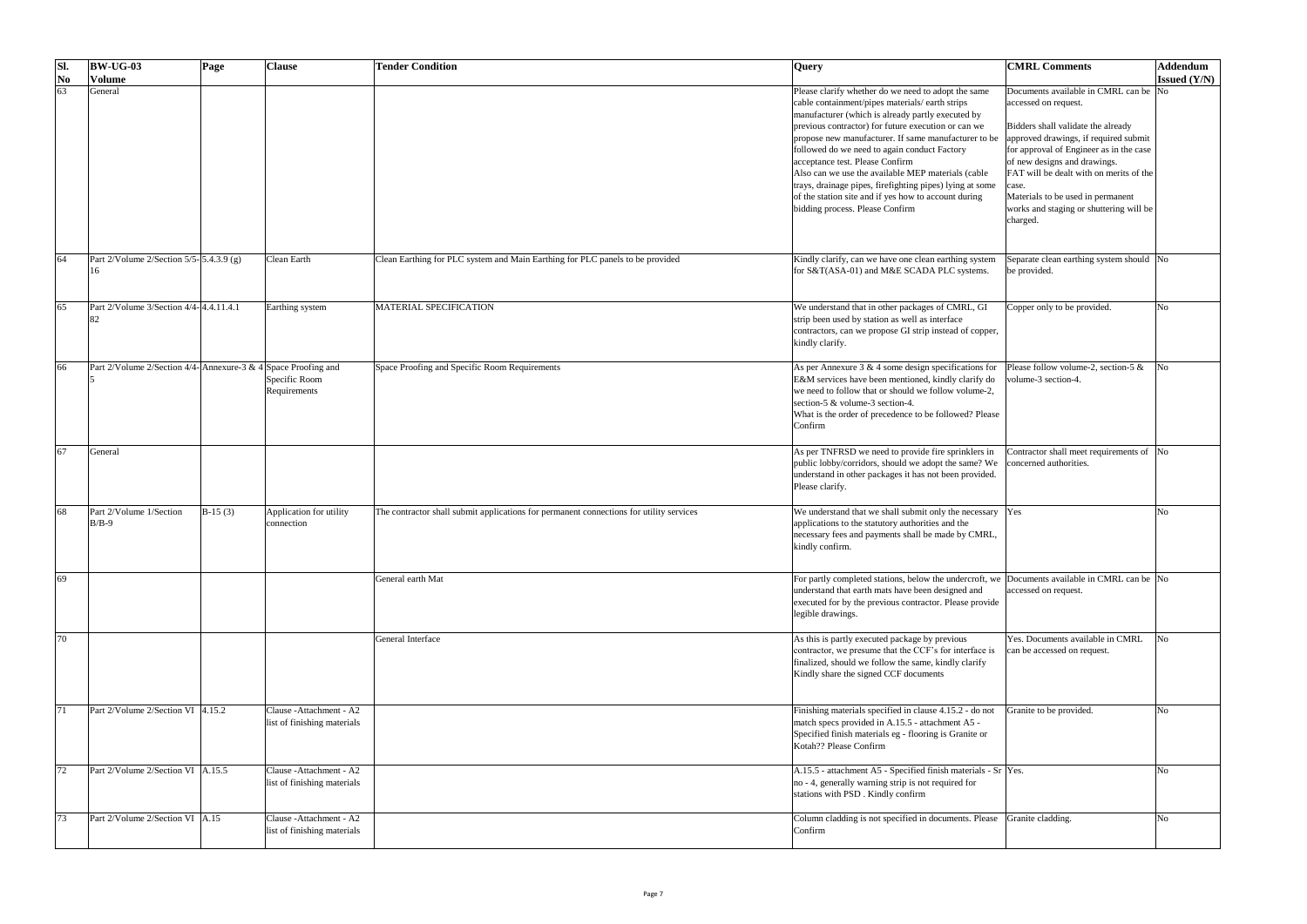| Sl. No | BW-UG-03 Volume | Page | Clause | Tender Condition | Query | CMRL Comments | Addendum Issued (Y/N) |
|---|---|---|---|---|---|---|---|
| 63 | General | | | | Please clarify whether do we need to adopt the same cable containment/pipes materials/ earth strips manufacturer (which is already partly executed by previous contractor) for future execution or can we propose new manufacturer. If same manufacturer to be followed do we need to again conduct Factory acceptance test. Please Confirm<br>Also can we use the available MEP materials (cable trays, drainage pipes, firefighting pipes) lying at some of the station site and if yes how to account during bidding process. Please Confirm | Documents available in CMRL can be accessed on request.<br><br>Bidders shall validate the already approved drawings, if required submit for approval of Engineer as in the case of new designs and drawings.<br>FAT will be dealt with on merits of the case.<br>Materials to be used in permanent works and staging or shuttering will be charged. | No |
| 64 | Part 2/Volume 2/Section 5/5-16 | 5.4.3.9 (g) | Clean Earth | Clean Earthing for PLC system and Main Earthing for PLC panels to be provided | Kindly clarify, can we have one clean earthing system for S&T(ASA-01) and M&E SCADA PLC systems. | Separate clean earthing system should be provided. | No |
| 65 | Part 2/Volume 3/Section 4/4-82 | 4.4.11.4.1 | Earthing system | MATERIAL SPECIFICATION | We understand that in other packages of CMRL, GI strip been used by station as well as interface contractors, can we propose GI strip instead of copper, kindly clarify. | Copper only to be provided. | No |
| 66 | Part 2/Volume 2/Section 4/4-5 | Annexure-3 & 4 | Space Proofing and Specific Room Requirements | Space Proofing and Specific Room Requirements | As per Annexure 3 & 4 some design specifications for E&M services have been mentioned, kindly clarify do we need to follow that or should we follow volume-2, section-5 & volume-3 section-4.<br>What is the order of precedence to be followed? Please Confirm | Please follow volume-2, section-5 & volume-3 section-4. | No |
| 67 | General | | | | As per TNFRSD we need to provide fire sprinklers in public lobby/corridors, should we adopt the same? We understand in other packages it has not been provided. Please clarify. | Contractor shall meet requirements of concerned authorities. | No |
| 68 | Part 2/Volume 1/Section B/B-9 | B-15 (3) | Application for utility connection | The contractor shall submit applications for permanent connections for utility services | We understand that we shall submit only the necessary applications to the statutory authorities and the necessary fees and payments shall be made by CMRL, kindly confirm. | Yes | No |
| 69 | | | | General earth Mat | For partly completed stations, below the undercroft, we understand that earth mats have been designed and executed for by the previous contractor. Please provide legible drawings. | Documents available in CMRL can be accessed on request. | No |
| 70 | | | | General Interface | As this is partly executed package by previous contractor, we presume that the CCF's for interface is finalized, should we follow the same, kindly clarify<br>Kindly share the signed CCF documents | Yes. Documents available in CMRL can be accessed on request. | No |
| 71 | Part 2/Volume 2/Section VI | 4.15.2 | Clause -Attachment - A2 list of finishing materials | | Finishing materials specified in clause 4.15.2 - do not match specs provided in A.15.5 - attachment A5 - Specified finish materials eg - flooring is Granite or Kotah?? Please Confirm | Granite to be provided. | No |
| 72 | Part 2/Volume 2/Section VI | A.15.5 | Clause -Attachment - A2 list of finishing materials | | A.15.5 - attachment A5 - Specified finish materials - Sr no - 4, generally warning strip is not required for stations with PSD . Kindly confirm | Yes. | No |
| 73 | Part 2/Volume 2/Section VI | A.15 | Clause -Attachment - A2 list of finishing materials | | Column cladding is not specified in documents. Please Confirm | Granite cladding. | No |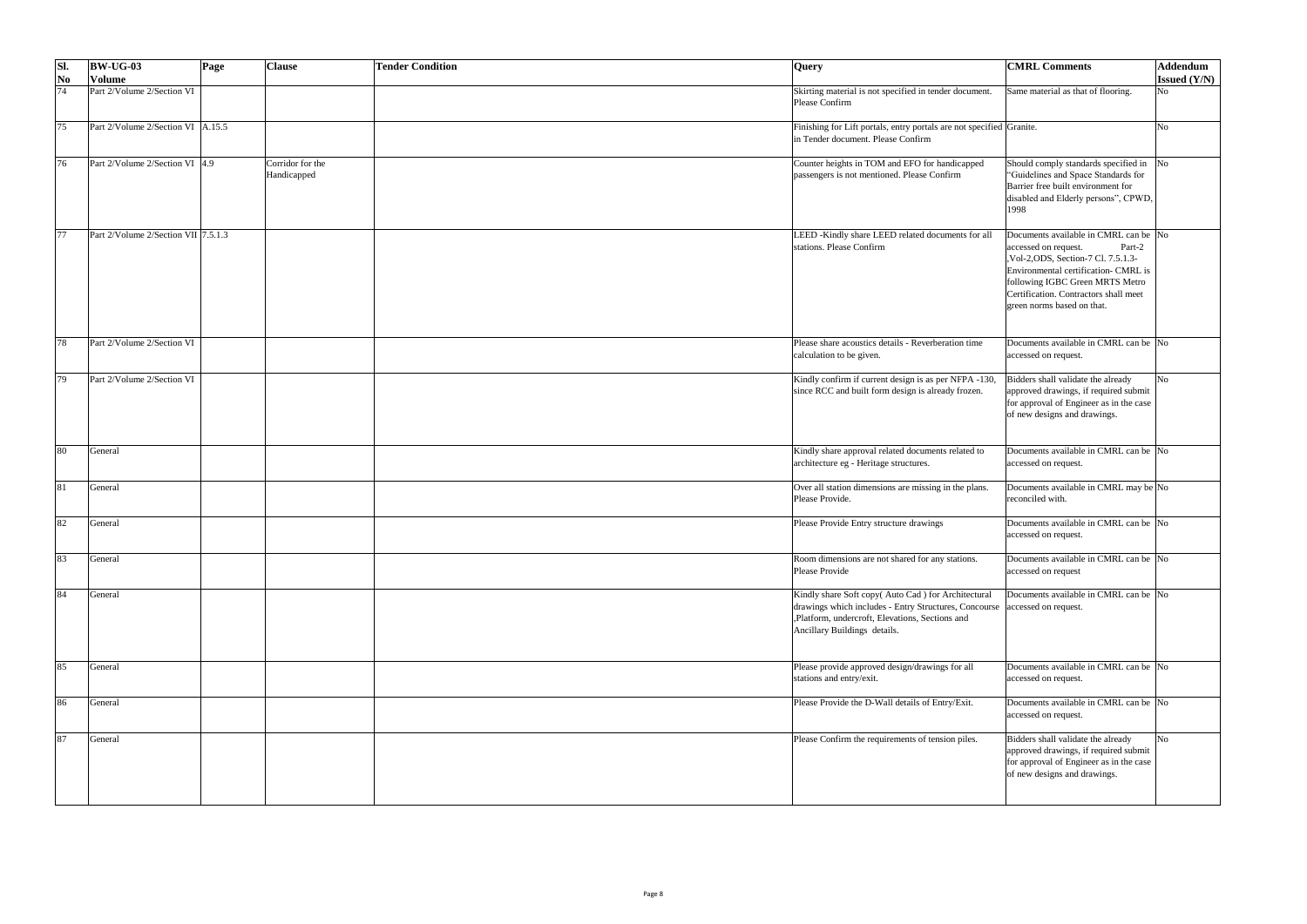| Sl. No | BW-UG-03 Volume | Page | Clause | Tender Condition | Query | CMRL Comments | Addendum Issued (Y/N) |
|---|---|---|---|---|---|---|---|
| 74 | Part 2/Volume 2/Section VI | | | | Skirting material is not specified in tender document. Please Confirm | Same material as that of flooring. | No |
| 75 | Part 2/Volume 2/Section VI | A.15.5 | | | Finishing for Lift portals, entry portals are not specified in Tender document. Please Confirm | Granite. | No |
| 76 | Part 2/Volume 2/Section VI | 4.9 | Corridor for the Handicapped | | Counter heights in TOM and EFO for handicapped passengers is not mentioned. Please Confirm | Should comply standards specified in "Guidelines and Space Standards for Barrier free built environment for disabled and Elderly persons", CPWD, 1998 | No |
| 77 | Part 2/Volume 2/Section VII | 7.5.1.3 | | | LEED -Kindly share LEED related documents for all stations. Please Confirm | Documents available in CMRL can be accessed on request. Part-2 ,Vol-2,ODS, Section-7 Cl. 7.5.1.3- Environmental certification- CMRL is following IGBC Green MRTS Metro Certification. Contractors shall meet green norms based on that. | No |
| 78 | Part 2/Volume 2/Section VI | | | | Please share acoustics details - Reverberation time calculation to be given. | Documents available in CMRL can be accessed on request. | No |
| 79 | Part 2/Volume 2/Section VI | | | | Kindly confirm if current design is as per NFPA -130, since RCC and built form design is already frozen. | Bidders shall validate the already approved drawings, if required submit for approval of Engineer as in the case of new designs and drawings. | No |
| 80 | General | | | | Kindly share approval related documents related to architecture eg - Heritage structures. | Documents available in CMRL can be accessed on request. | No |
| 81 | General | | | | Over all station dimensions are missing in the plans. Please Provide. | Documents available in CMRL may be reconciled with. | No |
| 82 | General | | | | Please Provide Entry structure drawings | Documents available in CMRL can be accessed on request. | No |
| 83 | General | | | | Room dimensions are not shared for any stations. Please Provide | Documents available in CMRL can be accessed on request | No |
| 84 | General | | | | Kindly share Soft copy( Auto Cad ) for Architectural drawings which includes - Entry Structures, Concourse ,Platform, undercroft, Elevations, Sections and Ancillary Buildings details. | Documents available in CMRL can be accessed on request. | No |
| 85 | General | | | | Please provide approved design/drawings for all stations and entry/exit. | Documents available in CMRL can be accessed on request. | No |
| 86 | General | | | | Please Provide the D-Wall details of Entry/Exit. | Documents available in CMRL can be accessed on request. | No |
| 87 | General | | | | Please Confirm the requirements of tension piles. | Bidders shall validate the already approved drawings, if required submit for approval of Engineer as in the case of new designs and drawings. | No |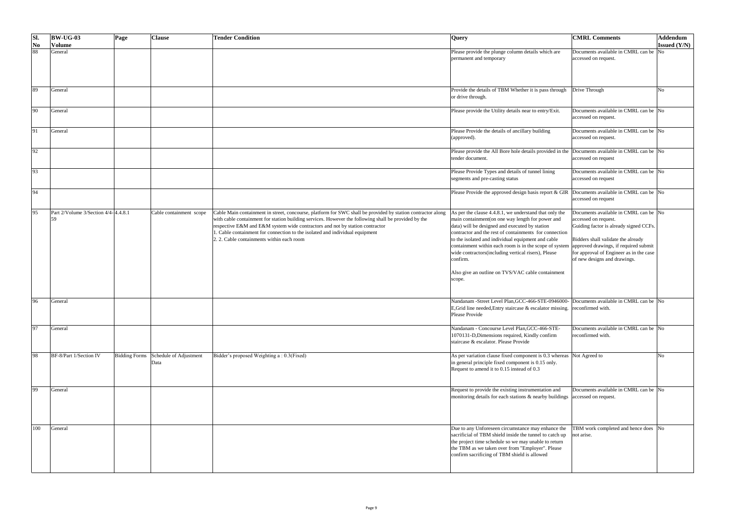| Sl. No | BW-UG-03 Volume | Page | Clause | Tender Condition | Query | CMRL Comments | Addendum Issued (Y/N) |
|---|---|---|---|---|---|---|---|
| 88 | General | | | | Please provide the plunge column details which are permanent and temporary | Documents available in CMRL can be accessed on request. | No |
| 89 | General | | | | Provide the details of TBM Whether it is pass through or drive through. | Drive Through | No |
| 90 | General | | | | Please provide the Utility details near to entry/Exit. | Documents available in CMRL can be accessed on request. | No |
| 91 | General | | | | Please Provide the details of ancillary building (approved). | Documents available in CMRL can be accessed on request. | No |
| 92 | | | | | Please provide the All Bore hole details provided in the tender document. | Documents available in CMRL can be accessed on request | No |
| 93 | | | | | Please Provide Types and details of tunnel lining segments and pre-casting status | Documents available in CMRL can be accessed on request | No |
| 94 | | | | | Please Provide the approved design basis report & GIR | Documents available in CMRL can be accessed on request | No |
| 95 | Part 2/Volume 3/Section 4/4-59 | 4.4.8.1 | Cable containment scope | Cable Main containment in street, concourse, platform for SWC shall be provided by station contractor along with cable containment for station building services. However the following shall be provided by the respective E&M and E&M system wide contractors and not by station contractor<br>1. Cable containment for connection to the isolated and individual equipment<br>2. 2. Cable containments within each room | As per the clause 4.4.8.1, we understand that only the main containment(on one way length for power and data) will be designed and executed by station contractor and the rest of containments for connection to the isolated and individual equipment and cable containment within each room is in the scope of system wide contractors(including vertical risers), Please confirm.<br><br>Also give an outline on TVS/VAC cable containment scope. | Documents available in CMRL can be accessed on request.<br>Guiding factor is already signed CCFs.<br><br>Bidders shall validate the already approved drawings, if required submit for approval of Engineer as in the case of new designs and drawings. | No |
| 96 | General | | | | Nandanam -Street Level Plan,GCC-466-STE-0946000-E,Grid line needed,Entry staircase & escalator missing. Please Provide | Documents available in CMRL can be reconfirmed with. | No |
| 97 | General | | | | Nandanam - Concourse Level Plan,GCC-466-STE-1070131-D,Dimensions required, Kindly confirm staircase & escalator. Please Provide | Documents available in CMRL can be reconfirmed with. | No |
| 98 | BF-8/Part 1/Section IV | Bidding Forms | Schedule of Adjustment Data | Bidder's proposed Weighting a : 0.3(Fixed) | As per variation clause fixed component is 0.3 whereas in general principle fixed component is 0.15 only. Request to amend it to 0.15 instead of 0.3 | Not Agreed to | No |
| 99 | General | | | | Request to provide the existing instrumentation and monitoring details for each stations & nearby buildings | Documents available in CMRL can be accessed on request. | No |
| 100 | General | | | | Due to any Unforeseen circumstance may enhance the sacrificial of TBM shield inside the tunnel to catch up the project time schedule so we may unable to return the TBM as we taken over from "Employer". Please confirm sacrificing of TBM shield is allowed | TBM work completed and hence does not arise. | No |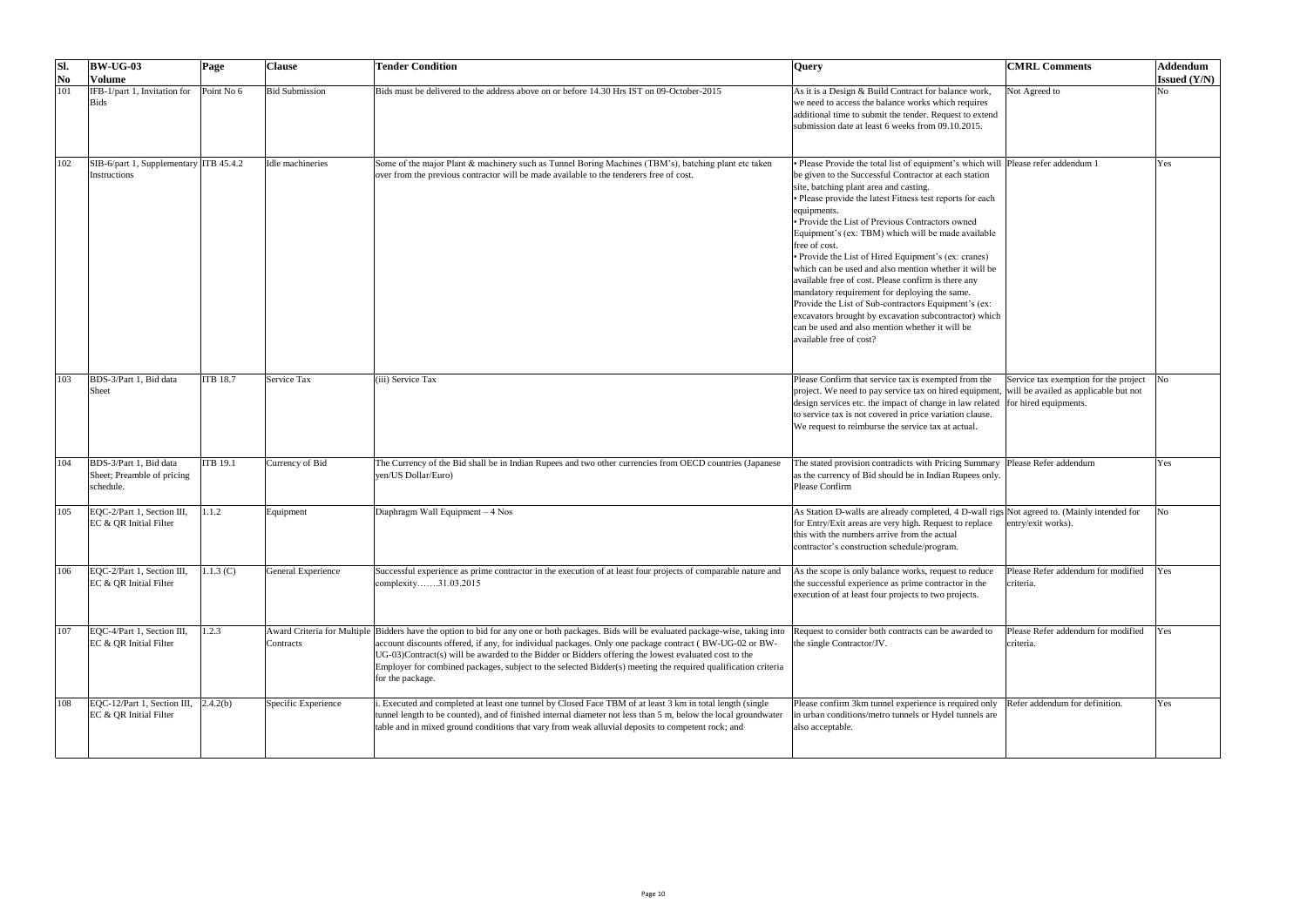| Sl. No | BW-UG-03 Volume | Page | Clause | Tender Condition | Query | CMRL Comments | Addendum Issued (Y/N) |
|---|---|---|---|---|---|---|---|
| 101 | IFB-1/part 1, Invitation for Bids | Point No 6 | Bid Submission | Bids must be delivered to the address above on or before 14.30 Hrs IST on 09-October-2015 | As it is a Design & Build Contract for balance work, we need to access the balance works which requires additional time to submit the tender. Request to extend submission date at least 6 weeks from 09.10.2015. | Not Agreed to | No |
| 102 | SIB-6/part 1, Supplementary Instructions | ITB 45.4.2 | Idle machineries | Some of the major Plant & machinery such as Tunnel Boring Machines (TBM's), batching plant etc taken over from the previous contractor will be made available to the tenderers free of cost. | • Please Provide the total list of equipment's which will be given to the Successful Contractor at each station site, batching plant area and casting.<br>• Please provide the latest Fitness test reports for each equipments.<br>• Provide the List of Previous Contractors owned Equipment's (ex: TBM) which will be made available free of cost.<br>• Provide the List of Hired Equipment's (ex: cranes) which can be used and also mention whether it will be available free of cost. Please confirm is there any mandatory requirement for deploying the same. Provide the List of Sub-contractors Equipment's (ex: excavators brought by excavation subcontractor) which can be used and also mention whether it will be available free of cost? | Please refer addendum 1 | Yes |
| 103 | BDS-3/Part 1, Bid data Sheet | ITB 18.7 | Service Tax | (iii) Service Tax | Please Confirm that service tax is exempted from the project. We need to pay service tax on hired equipment, design services etc. the impact of change in law related to service tax is not covered in price variation clause. We request to reimburse the service tax at actual. | Service tax exemption for the project will be availed as applicable but not for hired equipments. | No |
| 104 | BDS-3/Part 1, Bid data Sheet; Preamble of pricing schedule. | ITB 19.1 | Currency of Bid | The Currency of the Bid shall be in Indian Rupees and two other currencies from OECD countries (Japanese yen/US Dollar/Euro) | The stated provision contradicts with Pricing Summary as the currency of Bid should be in Indian Rupees only. Please Confirm | Please Refer addendum | Yes |
| 105 | EQC-2/Part 1, Section III, EC & QR Initial Filter | 1.1.2 | Equipment | Diaphragm Wall Equipment – 4 Nos | As Station D-walls are already completed, 4 D-wall rigs for Entry/Exit areas are very high. Request to replace this with the numbers arrive from the actual contractor's construction schedule/program. | Not agreed to. (Mainly intended for entry/exit works). | No |
| 106 | EQC-2/Part 1, Section III, EC & QR Initial Filter | 1.1.3 (C) | General Experience | Successful experience as prime contractor in the execution of at least four projects of comparable nature and complexity…….31.03.2015 | As the scope is only balance works, request to reduce the successful experience as prime contractor in the execution of at least four projects to two projects. | Please Refer addendum for modified criteria. | Yes |
| 107 | EQC-4/Part 1, Section III, EC & QR Initial Filter | 1.2.3 | Award Criteria for Multiple Contracts | Bidders have the option to bid for any one or both packages. Bids will be evaluated package-wise, taking into account discounts offered, if any, for individual packages. Only one package contract ( BW-UG-02 or BW-UG-03)Contract(s) will be awarded to the Bidder or Bidders offering the lowest evaluated cost to the Employer for combined packages, subject to the selected Bidder(s) meeting the required qualification criteria for the package. | Request to consider both contracts can be awarded to the single Contractor/JV. | Please Refer addendum for modified criteria. | Yes |
| 108 | EQC-12/Part 1, Section III, EC & QR Initial Filter | 2.4.2(b) | Specific Experience | i. Executed and completed at least one tunnel by Closed Face TBM of at least 3 km in total length (single tunnel length to be counted), and of finished internal diameter not less than 5 m, below the local groundwater table and in mixed ground conditions that vary from weak alluvial deposits to competent rock; and | Please confirm 3km tunnel experience is required only in urban conditions/metro tunnels or Hydel tunnels are also acceptable. | Refer addendum for definition. | Yes |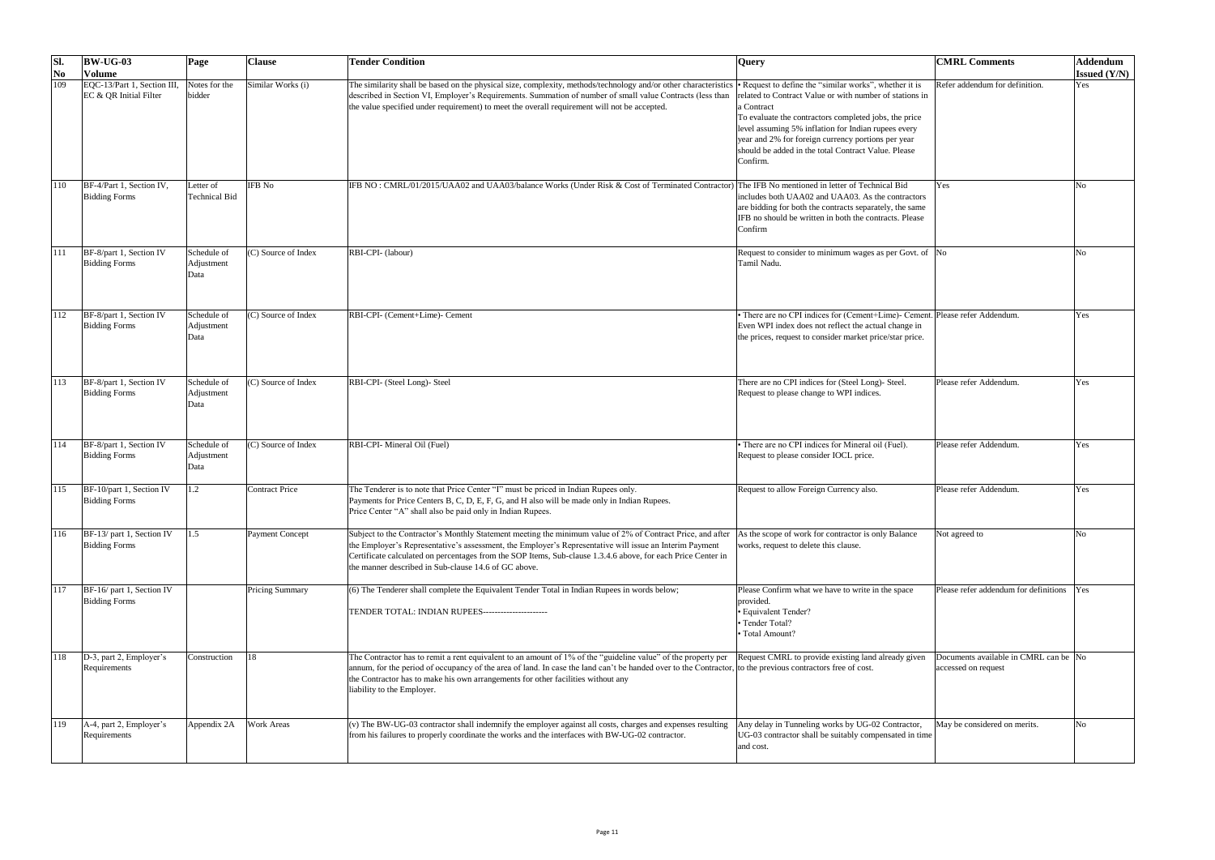| Sl. No | BW-UG-03 Volume | Page | Clause | Tender Condition | Query | CMRL Comments | Addendum Issued (Y/N) |
|---|---|---|---|---|---|---|---|
| 109 | EQC-13/Part 1, Section III, EC & QR Initial Filter | Notes for the bidder | Similar Works (i) | The similarity shall be based on the physical size, complexity, methods/technology and/or other characteristics described in Section VI, Employer's Requirements. Summation of number of small value Contracts (less than the value specified under requirement) to meet the overall requirement will not be accepted. | • Request to define the "similar works", whether it is related to Contract Value or with number of stations in a Contract<br>To evaluate the contractors completed jobs, the price level assuming 5% inflation for Indian rupees every year and 2% for foreign currency portions per year should be added in the total Contract Value. Please Confirm. | Refer addendum for definition. | Yes |
| 110 | BF-4/Part 1, Section IV, Bidding Forms | Letter of Technical Bid | IFB No | IFB NO : CMRL/01/2015/UAA02 and UAA03/balance Works (Under Risk & Cost of Terminated Contractor) | The IFB No mentioned in letter of Technical Bid includes both UAA02 and UAA03. As the contractors are bidding for both the contracts separately, the same IFB no should be written in both the contracts. Please Confirm | Yes | No |
| 111 | BF-8/part 1, Section IV Bidding Forms | Schedule of Adjustment Data | (C) Source of Index | RBI-CPI- (labour) | Request to consider to minimum wages as per Govt. of Tamil Nadu. | No | No |
| 112 | BF-8/part 1, Section IV Bidding Forms | Schedule of Adjustment Data | (C) Source of Index | RBI-CPI- (Cement+Lime)- Cement | • There are no CPI indices for (Cement+Lime)- Cement. Even WPI index does not reflect the actual change in the prices, request to consider market price/star price. | Please refer Addendum. | Yes |
| 113 | BF-8/part 1, Section IV Bidding Forms | Schedule of Adjustment Data | (C) Source of Index | RBI-CPI- (Steel Long)- Steel | There are no CPI indices for (Steel Long)- Steel. Request to please change to WPI indices. | Please refer Addendum. | Yes |
| 114 | BF-8/part 1, Section IV Bidding Forms | Schedule of Adjustment Data | (C) Source of Index | RBI-CPI- Mineral Oil (Fuel) | • There are no CPI indices for Mineral oil (Fuel). Request to please consider IOCL price. | Please refer Addendum. | Yes |
| 115 | BF-10/part 1, Section IV Bidding Forms | 1.2 | Contract Price | The Tenderer is to note that Price Center "I" must be priced in Indian Rupees only.<br>Payments for Price Centers B, C, D, E, F, G, and H also will be made only in Indian Rupees.<br>Price Center "A" shall also be paid only in Indian Rupees. | Request to allow Foreign Currency also. | Please refer Addendum. | Yes |
| 116 | BF-13/ part 1, Section IV Bidding Forms | 1.5 | Payment Concept | Subject to the Contractor's Monthly Statement meeting the minimum value of 2% of Contract Price, and after the Employer's Representative's assessment, the Employer's Representative will issue an Interim Payment Certificate calculated on percentages from the SOP Items, Sub-clause 1.3.4.6 above, for each Price Center in the manner described in Sub-clause 14.6 of GC above. | As the scope of work for contractor is only Balance works, request to delete this clause. | Not agreed to | No |
| 117 | BF-16/ part 1, Section IV Bidding Forms | | Pricing Summary | (6) The Tenderer shall complete the Equivalent Tender Total in Indian Rupees in words below;<br>TENDER TOTAL: INDIAN RUPEES---------------------- | Please Confirm what we have to write in the space provided.<br>• Equivalent Tender?<br>• Tender Total?<br>• Total Amount? | Please refer addendum for definitions | Yes |
| 118 | D-3, part 2, Employer's Requirements | Construction | 18 | The Contractor has to remit a rent equivalent to an amount of 1% of the "guideline value" of the property per annum, for the period of occupancy of the area of land. In case the land can't be handed over to the Contractor, the Contractor has to make his own arrangements for other facilities without any liability to the Employer. | Request CMRL to provide existing land already given to the previous contractors free of cost. | Documents available in CMRL can be accessed on request | No |
| 119 | A-4, part 2, Employer's Requirements | Appendix 2A | Work Areas | (v) The BW-UG-03 contractor shall indemnify the employer against all costs, charges and expenses resulting from his failures to properly coordinate the works and the interfaces with BW-UG-02 contractor. | Any delay in Tunneling works by UG-02 Contractor, UG-03 contractor shall be suitably compensated in time and cost. | May be considered on merits. | No |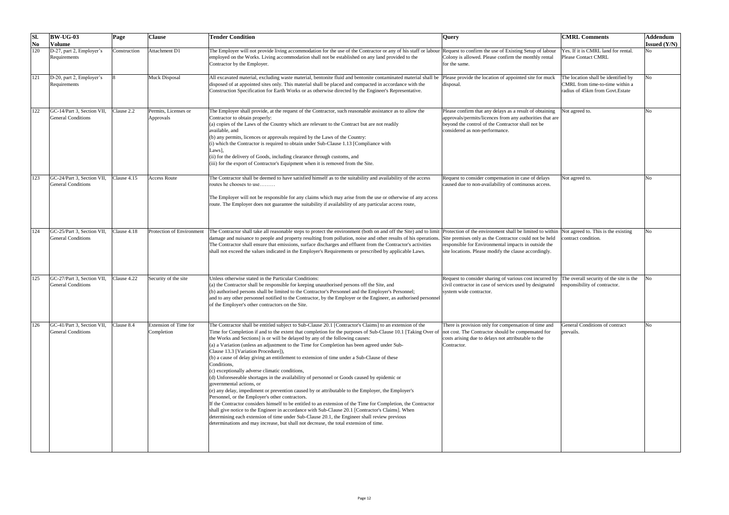| Sl. No | BW-UG-03 Volume | Page | Clause | Tender Condition | Query | CMRL Comments | Addendum Issued (Y/N) |
|---|---|---|---|---|---|---|---|
| 120 | D-27, part 2, Employer's Requirements | Construction | Attachment D1 | The Employer will not provide living accommodation for the use of the Contractor or any of his staff or labour employed on the Works. Living accommodation shall not be established on any land provided to the Contractor by the Employer. | Request to confirm the use of Existing Setup of labour Colony is allowed. Please confirm the monthly rental for the same. | Yes. If it is CMRL land for rental. Please Contact CMRL | No |
| 121 | D-20, part 2, Employer's Requirements | 8 | Muck Disposal | All excavated material, excluding waste material, bentonite fluid and bentonite contaminated material shall be disposed of at appointed sites only. This material shall be placed and compacted in accordance with the Construction Specification for Earth Works or as otherwise directed by the Engineer's Representative. | Please provide the location of appointed site for muck disposal. | The location shall be identified by CMRL from time-to-time within a radius of 45km from Govt.Estate | No |
| 122 | GC-14/Part 3, Section VII, General Conditions | Clause 2.2 | Permits, Licenses or Approvals | The Employer shall provide, at the request of the Contractor, such reasonable assistance as to allow the Contractor to obtain properly:<br>(a) copies of the Laws of the Country which are relevant to the Contract but are not readily available, and<br>(b) any permits, licences or approvals required by the Laws of the Country:<br>(i) which the Contractor is required to obtain under Sub-Clause 1.13 [Compliance with Laws],<br>(ii) for the delivery of Goods, including clearance through customs, and<br>(iii) for the export of Contractor's Equipment when it is removed from the Site. | Please confirm that any delays as a result of obtaining approvals/permits/licences from any authorities that are beyond the control of the Contractor shall not be considered as non-performance. | Not agreed to. | No |
| 123 | GC-24/Part 3, Section VII, General Conditions | Clause 4.15 | Access Route | The Contractor shall be deemed to have satisfied himself as to the suitability and availability of the access routes he chooses to use………<br><br>The Employer will not be responsible for any claims which may arise from the use or otherwise of any access route. The Employer does not guarantee the suitability if availability of any particular access route, | Request to consider compensation in case of delays caused due to non-availability of continuous access. | Not agreed to. | No |
| 124 | GC-25/Part 3, Section VII, General Conditions | Clause 4.18 | Protection of Environment | The Contractor shall take all reasonable steps to protect the environment (both on and off the Site) and to limit damage and nuisance to people and property resulting from pollution, noise and other results of his operations. The Contractor shall ensure that emissions, surface discharges and effluent from the Contractor's activities shall not exceed the values indicated in the Employer's Requirements or prescribed by applicable Laws. | Protection of the environment shall be limited to within Site premises only as the Contractor could not be held responsible for Environmental impacts in outside the site locations. Please modify the clause accordingly. | Not agreed to. This is the existing contract condition. | No |
| 125 | GC-27/Part 3, Section VII, General Conditions | Clause 4.22 | Security of the site | Unless otherwise stated in the Particular Conditions:<br>(a) the Contractor shall be responsible for keeping unauthorised persons off the Site, and<br>(b) authorised persons shall be limited to the Contractor's Personnel and the Employer's Personnel; and to any other personnel notified to the Contractor, by the Employer or the Engineer, as authorised personnel of the Employer's other contractors on the Site. | Request to consider sharing of various cost incurred by civil contractor in case of services used by designated system wide contractor. | The overall security of the site is the responsibility of contractor. | No |
| 126 | GC-41/Part 3, Section VII, General Conditions | Clause 8.4 | Extension of Time for Completion | The Contractor shall be entitled subject to Sub-Clause 20.1 [Contractor's Claims] to an extension of the Time for Completion if and to the extent that completion for the purposes of Sub-Clause 10.1 [Taking Over of the Works and Sections] is or will be delayed by any of the following causes:<br>(a) a Variation (unless an adjustment to the Time for Completion has been agreed under Sub-Clause 13.3 [Variation Procedure]),<br>(b) a cause of delay giving an entitlement to extension of time under a Sub-Clause of these Conditions,<br>(c) exceptionally adverse climatic conditions,<br>(d) Unforeseeable shortages in the availability of personnel or Goods caused by epidemic or governmental actions, or<br>(e) any delay, impediment or prevention caused by or attributable to the Employer, the Employer's Personnel, or the Employer's other contractors.<br>If the Contractor considers himself to be entitled to an extension of the Time for Completion, the Contractor shall give notice to the Engineer in accordance with Sub-Clause 20.1 [Contractor's Claims]. When determining each extension of time under Sub-Clause 20.1, the Engineer shall review previous determinations and may increase, but shall not decrease, the total extension of time. | There is provision only for compensation of time and not cost. The Contractor should be compensated for costs arising due to delays not attributable to the Contractor. | General Conditions of contract prevails. | No |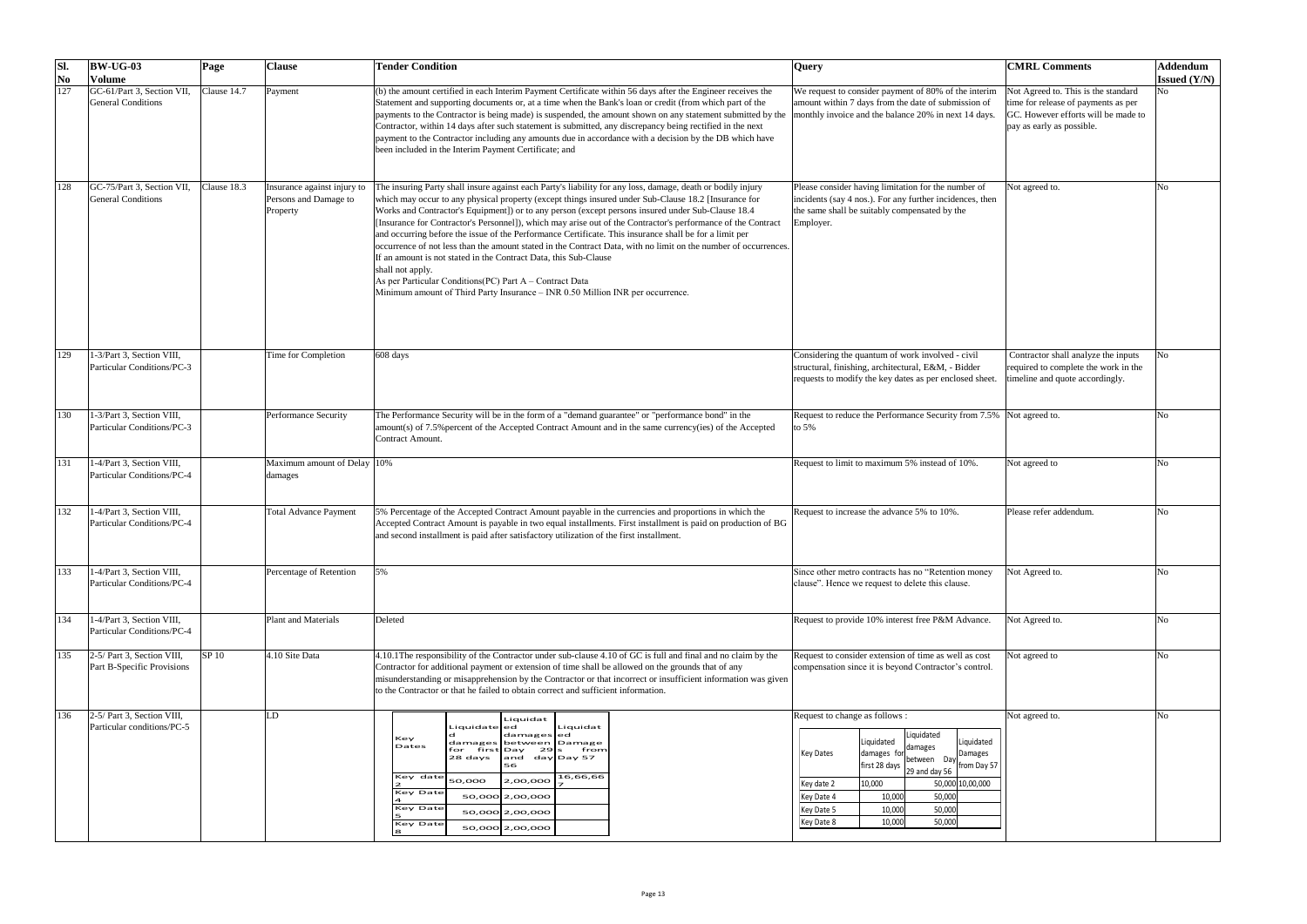| Sl. No | BW-UG-03 Volume | Page | Clause | Tender Condition | Query | CMRL Comments | Addendum Issued (Y/N) |
|---|---|---|---|---|---|---|---|
| 127 | GC-61/Part 3, Section VII, General Conditions | Clause 14.7 | Payment | (b) the amount certified in each Interim Payment Certificate within 56 days after the Engineer receives the Statement and supporting documents or, at a time when the Bank's loan or credit (from which part of the payments to the Contractor is being made) is suspended, the amount shown on any statement submitted by the Contractor, within 14 days after such statement is submitted, any discrepancy being rectified in the next payment to the Contractor including any amounts due in accordance with a decision by the DB which have been included in the Interim Payment Certificate; and | We request to consider payment of 80% of the interim amount within 7 days from the date of submission of monthly invoice and the balance 20% in next 14 days. | Not Agreed to. This is the standard time for release of payments as per GC. However efforts will be made to pay as early as possible. | No |
| 128 | GC-75/Part 3, Section VII, General Conditions | Clause 18.3 | Insurance against injury to Persons and Damage to Property | The insuring Party shall insure against each Party's liability for any loss, damage, death or bodily injury which may occur to any physical property (except things insured under Sub-Clause 18.2 [Insurance for Works and Contractor's Equipment]) or to any person (except persons insured under Sub-Clause 18.4 [Insurance for Contractor's Personnel]), which may arise out of the Contractor's performance of the Contract and occurring before the issue of the Performance Certificate. This insurance shall be for a limit per occurrence of not less than the amount stated in the Contract Data, with no limit on the number of occurrences. If an amount is not stated in the Contract Data, this Sub-Clause shall not apply.<br>As per Particular Conditions(PC) Part A – Contract Data<br>Minimum amount of Third Party Insurance – INR 0.50 Million INR per occurrence. | Please consider having limitation for the number of incidents (say 4 nos.). For any further incidences, then the same shall be suitably compensated by the Employer. | Not agreed to. | No |
| 129 | 1-3/Part 3, Section VIII, Particular Conditions/PC-3 | | Time for Completion | 608 days | Considering the quantum of work involved - civil structural, finishing, architectural, E&M, - Bidder requests to modify the key dates as per enclosed sheet. | Contractor shall analyze the inputs required to complete the work in the timeline and quote accordingly. | No |
| 130 | 1-3/Part 3, Section VIII, Particular Conditions/PC-3 | | Performance Security | The Performance Security will be in the form of a "demand guarantee" or "performance bond" in the amount(s) of 7.5%percent of the Accepted Contract Amount and in the same currency(ies) of the Accepted Contract Amount. | Request to reduce the Performance Security from 7.5% to 5% | Not agreed to. | No |
| 131 | 1-4/Part 3, Section VIII, Particular Conditions/PC-4 | | Maximum amount of Delay damages | 10% | Request to limit to maximum 5% instead of 10%. | Not agreed to | No |
| 132 | 1-4/Part 3, Section VIII, Particular Conditions/PC-4 | | Total Advance Payment | 5% Percentage of the Accepted Contract Amount payable in the currencies and proportions in which the Accepted Contract Amount is payable in two equal installments. First installment is paid on production of BG and second installment is paid after satisfactory utilization of the first installment. | Request to increase the advance 5% to 10%. | Please refer addendum. | No |
| 133 | 1-4/Part 3, Section VIII, Particular Conditions/PC-4 | | Percentage of Retention | 5% | Since other metro contracts has no "Retention money clause". Hence we request to delete this clause. | Not Agreed to. | No |
| 134 | 1-4/Part 3, Section VIII, Particular Conditions/PC-4 | | Plant and Materials | Deleted | Request to provide 10% interest free P&M Advance. | Not Agreed to. | No |
| 135 | 2-5/ Part 3, Section VIII, Part B-Specific Provisions | SP 10 | 4.10 Site Data | 4.10.1The responsibility of the Contractor under sub-clause 4.10 of GC is full and final and no claim by the Contractor for additional payment or extension of time shall be allowed on the grounds that of any misunderstanding or misapprehension by the Contractor or that incorrect or insufficient information was given to the Contractor or that he failed to obtain correct and sufficient information. | Request to consider extension of time as well as cost compensation since it is beyond Contractor's control. | Not agreed to | No |
| 136 | 2-5/ Part 3, Section VIII, Particular conditions/PC-5 | | LD | Key Dates / Liquidated damages for first 28 days / Liquidated damages between Day 29 and day 56 / Liquidated Damages from Day 57<br>Key date 2: 50,000 / 2,00,000 / 16,66,667<br>Key Date 4: 50,000 / 2,00,000 /<br>Key Date 5: 50,000 / 2,00,000 /<br>Key Date 8: 50,000 / 2,00,000 / | Request to change as follows :<br>Key Dates / Liquidated damages for first 28 days / Liquidated damages between Day 29 and day 56 / Liquidated Damages from Day 57<br>Key date 2: 10,000 / 50,000 / 10,00,000<br>Key Date 4: 10,000 / 50,000 /<br>Key Date 5: 10,000 / 50,000 /<br>Key Date 8: 10,000 / 50,000 / | Not agreed to. | No |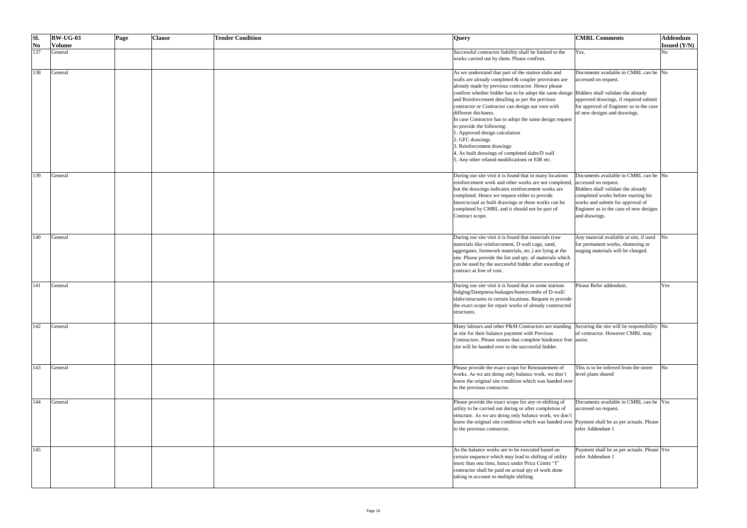| Sl. No | BW-UG-03 Volume | Page | Clause | Tender Condition | Query | CMRL Comments | Addendum Issued (Y/N) |
|---|---|---|---|---|---|---|---|
| 137 | General | | | | Successful contractor liability shall be limited to the works carried out by them. Please confirm. | Yes. | No |
| 138 | General | | | | As we understand that part of the station slabs and walls are already completed & coupler provisions are already made by previous contractor. Hence please confirm whether bidder has to be adopt the same design and Reinforcement detailing as per the previous contractor or Contractor can design our own with different thickness.<br>In case Contractor has to adopt the same design request to provide the following:<br>1. Approved design calculation<br>2. GFC drawings<br>3. Reinforcement drawings<br>4. As built drawings of completed slabs/D wall<br>5. Any other related modifications or EIR etc. | Documents available in CMRL can be accessed on request.<br><br>Bidders shall validate the already approved drawings, if required submit for approval of Engineer as in the case of new designs and drawings. | No |
| 139 | General | | | | During our site visit it is found that in many locations reinforcement work and other works are not completed, but the drawings indicates reinforcement works are completed. Hence we request either to provide latest/actual as built drawings or these works can be completed by CMRL and it should not be part of Contract scope. | Documents available in CMRL can be accessed on request.<br>Bidders shall validate the already completed works before starting his works and submit for approval of Engineer as in the case of new designs and drawings. | No |
| 140 | General | | | | During our site visit it is found that materials (raw materials like reinforcement, D wall cage, sand, aggregates, formwork materials, etc.) are lying at the site. Please provide the list and qty. of materials which can be used by the successful bidder after awarding of contract at free of cost. | Any material available at site, if used for permanent works, shuttering or staging materials will be charged. | No |
| 141 | General | | | | During our site visit it is found that in some stations bulging/Dampness/leakages/honeycombs of D-wall/ slabs/structures in certain locations. Request to provide the exact scope for repair works of already constructed structures. | Please Refer addendum. | Yes |
| 142 | General | | | | Many labours and other P&M Contractors are standing at site for their balance payment with Previous Contractors. Please ensure that complete hindrance free site will be handed over to the successful bidder. | Securing the site will be responsibility of contractor. However CMRL may assist. | No |
| 143 | General | | | | Please provide the exact scope for Reinstatement of works. As we are doing only balance work, we don't know the original site condition which was handed over to the previous contractor. | This is to be inferred from the street level plans shared | No |
| 144 | General | | | | Please provide the exact scope for any re-shifting of utility to be carried out during or after completion of structure. As we are doing only balance work, we don't know the original site condition which was handed over to the previous contractor. | Documents available in CMRL can be accessed on request.<br><br>Payment shall be as per actuals. Please refer Addendum 1 | Yes |
| 145 | | | | | As the balance works are to be executed based on certain sequence which may lead to shifting of utility more than one time, hence under Price Centre "I" contractor shall be paid on actual qty of work done taking in account in multiple shifting. | Payment shall be as per actuals. Please refer Addendum 1 | Yes |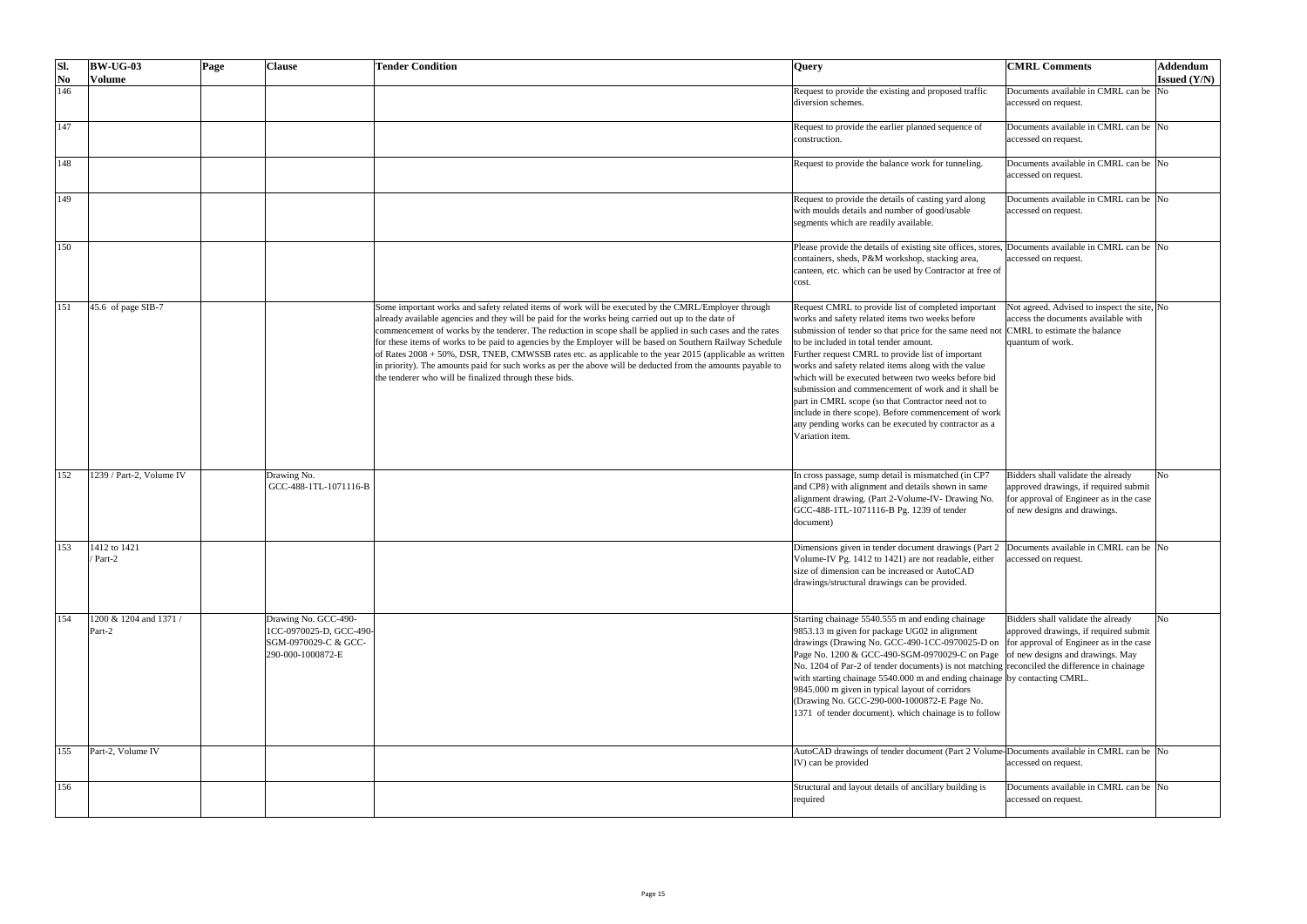| Sl. No | BW-UG-03 Volume | Page | Clause | Tender Condition | Query | CMRL Comments | Addendum Issued (Y/N) |
|---|---|---|---|---|---|---|---|
| 146 | | | | | Request to provide the existing and proposed traffic diversion schemes. | Documents available in CMRL can be accessed on request. | No |
| 147 | | | | | Request to provide the earlier planned sequence of construction. | Documents available in CMRL can be accessed on request. | No |
| 148 | | | | | Request to provide the balance work for tunneling. | Documents available in CMRL can be accessed on request. | No |
| 149 | | | | | Request to provide the details of casting yard along with moulds details and number of good/usable segments which are readily available. | Documents available in CMRL can be accessed on request. | No |
| 150 | | | | | Please provide the details of existing site offices, stores, containers, sheds, P&M workshop, stacking area, canteen, etc. which can be used by Contractor at free of cost. | Documents available in CMRL can be accessed on request. | No |
| 151 | 45.6 of page SIB-7 | | | Some important works and safety related items of work will be executed by the CMRL/Employer through already available agencies and they will be paid for the works being carried out up to the date of commencement of works by the tenderer. The reduction in scope shall be applied in such cases and the rates for these items of works to be paid to agencies by the Employer will be based on Southern Railway Schedule of Rates 2008 + 50%, DSR, TNEB, CMWSSB rates etc. as applicable to the year 2015 (applicable as written in priority). The amounts paid for such works as per the above will be deducted from the amounts payable to the tenderer who will be finalized through these bids. | Request CMRL to provide list of completed important works and safety related items two weeks before submission of tender so that price for the same need not to be included in total tender amount. Further request CMRL to provide list of important works and safety related items along with the value which will be executed between two weeks before bid submission and commencement of work and it shall be part in CMRL scope (so that Contractor need not to include in there scope). Before commencement of work any pending works can be executed by contractor as a Variation item. | Not agreed. Advised to inspect the site, access the documents available with CMRL to estimate the balance quantum of work. | No |
| 152 | 1239 / Part-2, Volume IV | | Drawing No. GCC-488-1TL-1071116-B | | In cross passage, sump detail is mismatched (in CP7 and CP8) with alignment and details shown in same alignment drawing. (Part 2-Volume-IV- Drawing No. GCC-488-1TL-1071116-B Pg. 1239 of tender document) | Bidders shall validate the already approved drawings, if required submit for approval of Engineer as in the case of new designs and drawings. | No |
| 153 | 1412 to 1421 / Part-2 | | | | Dimensions given in tender document drawings (Part 2 Volume-IV Pg. 1412 to 1421) are not readable, either size of dimension can be increased or AutoCAD drawings/structural drawings can be provided. | Documents available in CMRL can be accessed on request. | No |
| 154 | 1200 & 1204 and 1371 / Part-2 | | Drawing No. GCC-490-1CC-0970025-D, GCC-490-SGM-0970029-C & GCC-290-000-1000872-E | | Starting chainage 5540.555 m and ending chainage 9853.13 m given for package UG02 in alignment drawings (Drawing No. GCC-490-1CC-0970025-D on Page No. 1200 & GCC-490-SGM-0970029-C on Page No. 1204 of Par-2 of tender documents) is not matching with starting chainage 5540.000 m and ending chainage 9845.000 m given in typical layout of corridors (Drawing No. GCC-290-000-1000872-E Page No. 1371 of tender document). which chainage is to follow | Bidders shall validate the already approved drawings, if required submit for approval of Engineer as in the case of new designs and drawings. May reconciled the difference in chainage by contacting CMRL. | No |
| 155 | Part-2, Volume IV | | | | AutoCAD drawings of tender document (Part 2 Volume-IV) can be provided | Documents available in CMRL can be accessed on request. | No |
| 156 | | | | | Structural and layout details of ancillary building is required | Documents available in CMRL can be accessed on request. | No |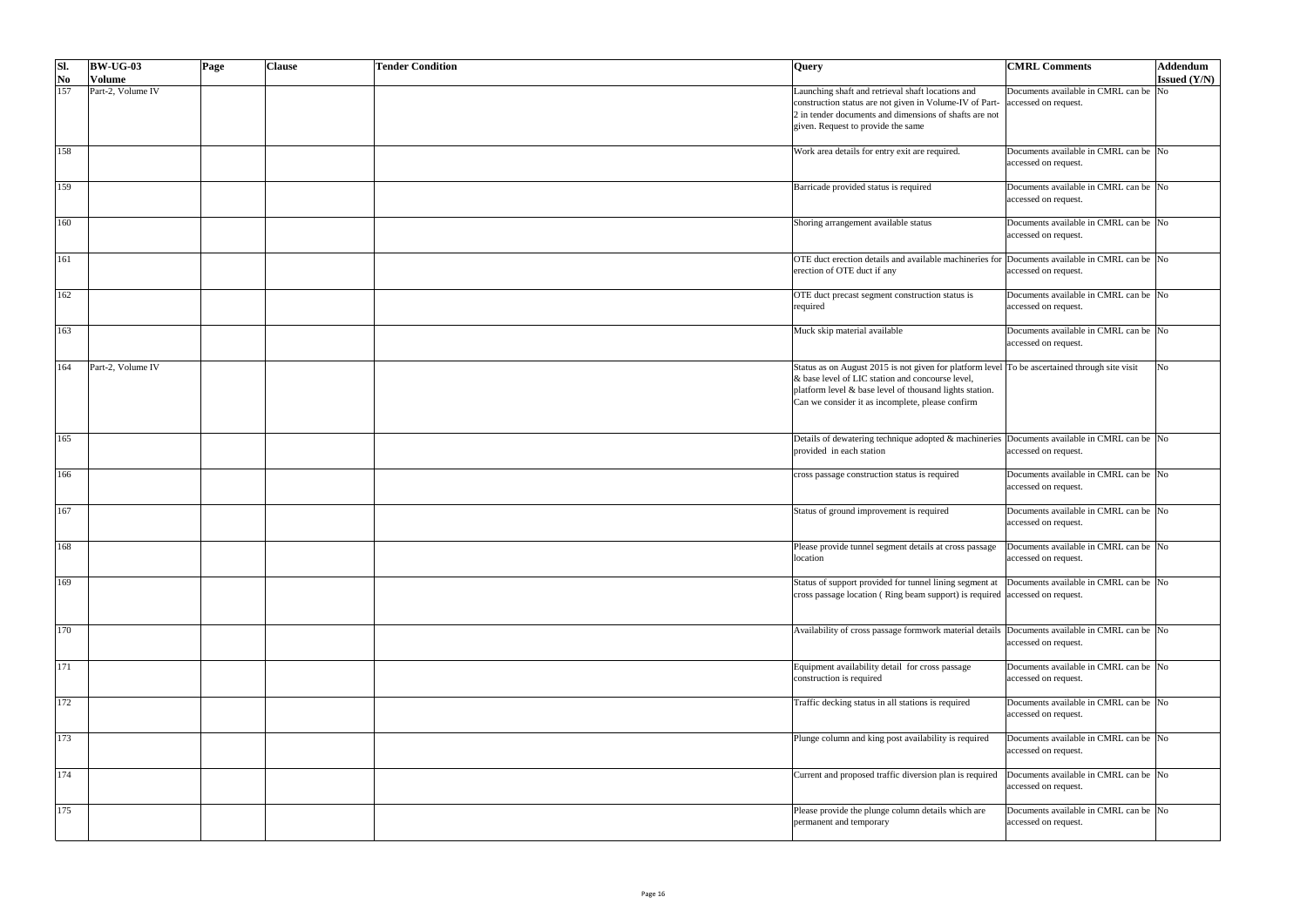| Sl. No | BW-UG-03 Volume | Page | Clause | Tender Condition | Query | CMRL Comments | Addendum Issued (Y/N) |
|---|---|---|---|---|---|---|---|
| 157 | Part-2, Volume IV | | | | Launching shaft and retrieval shaft locations and construction status are not given in Volume-IV of Part-2 in tender documents and dimensions of shafts are not given. Request to provide the same | Documents available in CMRL can be accessed on request. | No |
| 158 | | | | | Work area details for entry exit are required. | Documents available in CMRL can be accessed on request. | No |
| 159 | | | | | Barricade provided status is required | Documents available in CMRL can be accessed on request. | No |
| 160 | | | | | Shoring arrangement available status | Documents available in CMRL can be accessed on request. | No |
| 161 | | | | | OTE duct erection details and available machineries for erection of OTE duct if any | Documents available in CMRL can be accessed on request. | No |
| 162 | | | | | OTE duct precast segment construction status is required | Documents available in CMRL can be accessed on request. | No |
| 163 | | | | | Muck skip material available | Documents available in CMRL can be accessed on request. | No |
| 164 | Part-2, Volume IV | | | | Status as on August 2015 is not given for platform level & base level of LIC station and concourse level, platform level & base level of thousand lights station. Can we consider it as incomplete, please confirm | To be ascertained through site visit | No |
| 165 | | | | | Details of dewatering technique adopted & machineries provided in each station | Documents available in CMRL can be accessed on request. | No |
| 166 | | | | | cross passage construction status is required | Documents available in CMRL can be accessed on request. | No |
| 167 | | | | | Status of ground improvement is required | Documents available in CMRL can be accessed on request. | No |
| 168 | | | | | Please provide tunnel segment details at cross passage location | Documents available in CMRL can be accessed on request. | No |
| 169 | | | | | Status of support provided for tunnel lining segment at cross passage location ( Ring beam support) is required | Documents available in CMRL can be accessed on request. | No |
| 170 | | | | | Availability of cross passage formwork material details | Documents available in CMRL can be accessed on request. | No |
| 171 | | | | | Equipment availability detail for cross passage construction is required | Documents available in CMRL can be accessed on request. | No |
| 172 | | | | | Traffic decking status in all stations is required | Documents available in CMRL can be accessed on request. | No |
| 173 | | | | | Plunge column and king post availability is required | Documents available in CMRL can be accessed on request. | No |
| 174 | | | | | Current and proposed traffic diversion plan is required | Documents available in CMRL can be accessed on request. | No |
| 175 | | | | | Please provide the plunge column details which are permanent and temporary | Documents available in CMRL can be accessed on request. | No |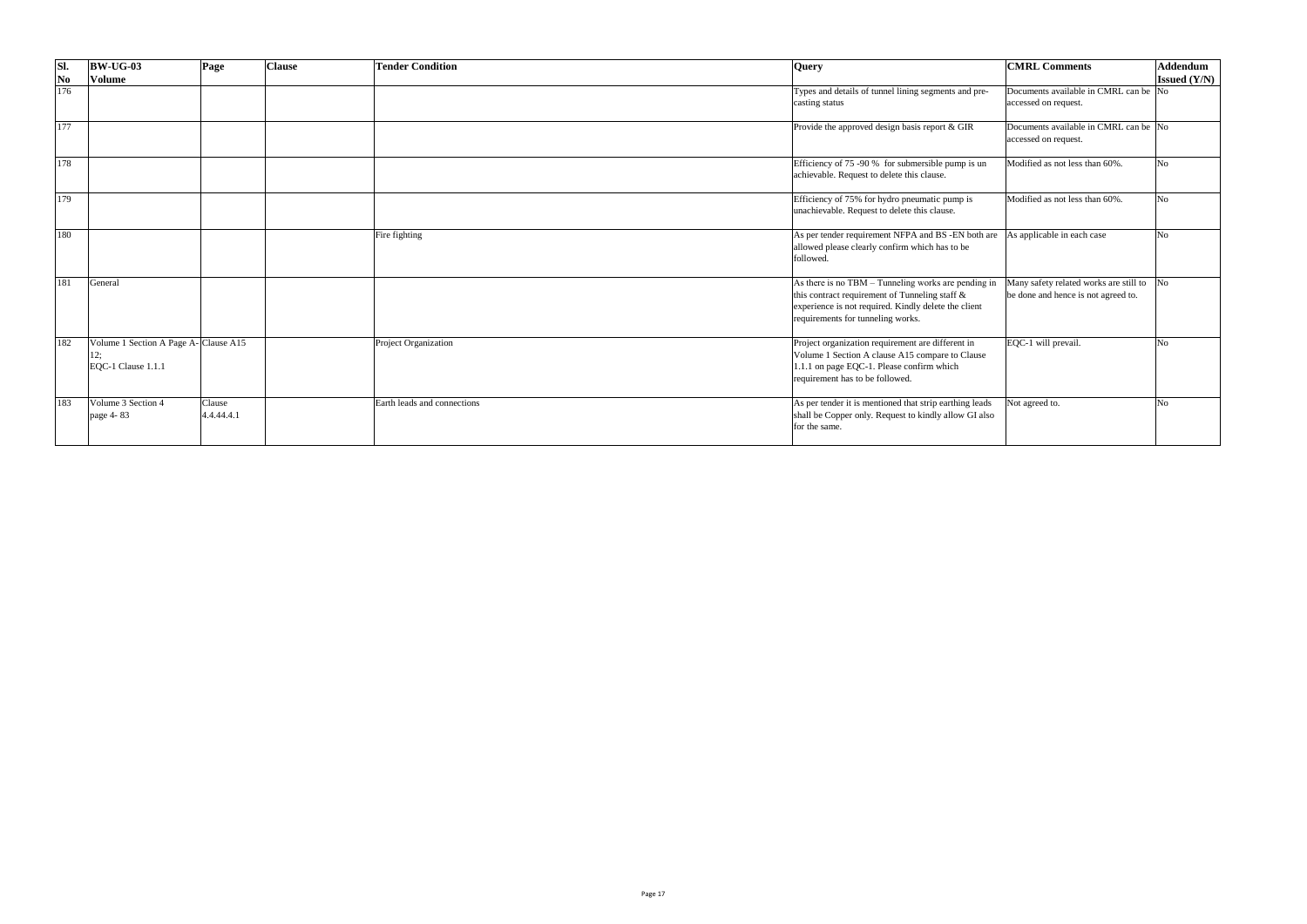| Sl. No | BW-UG-03 Volume | Page | Clause | Tender Condition | Query | CMRL Comments | Addendum Issued (Y/N) |
|---|---|---|---|---|---|---|---|
| 176 | | | | | Types and details of tunnel lining segments and pre-casting status | Documents available in CMRL can be accessed on request. | No |
| 177 | | | | | Provide the approved design basis report & GIR | Documents available in CMRL can be accessed on request. | No |
| 178 | | | | | Efficiency of 75 -90 % for submersible pump is un achievable. Request to delete this clause. | Modified as not less than 60%. | No |
| 179 | | | | | Efficiency of 75% for hydro pneumatic pump is unachievable. Request to delete this clause. | Modified as not less than 60%. | No |
| 180 | | | | Fire fighting | As per tender requirement NFPA and BS -EN both are allowed please clearly confirm which has to be followed. | As applicable in each case | No |
| 181 | General | | | | As there is no TBM – Tunneling works are pending in this contract requirement of Tunneling staff & experience is not required. Kindly delete the client requirements for tunneling works. | Many safety related works are still to be done and hence is not agreed to. | No |
| 182 | Volume 1 Section A Page A-12; EQC-1 Clause 1.1.1 | Clause A15 | | Project Organization | Project organization requirement are different in Volume 1 Section A clause A15 compare to Clause 1.1.1 on page EQC-1. Please confirm which requirement has to be followed. | EQC-1 will prevail. | No |
| 183 | Volume 3 Section 4 page 4- 83 | Clause 4.4.44.4.1 | | Earth leads and connections | As per tender it is mentioned that strip earthing leads shall be Copper only. Request to kindly allow GI also for the same. | Not agreed to. | No |